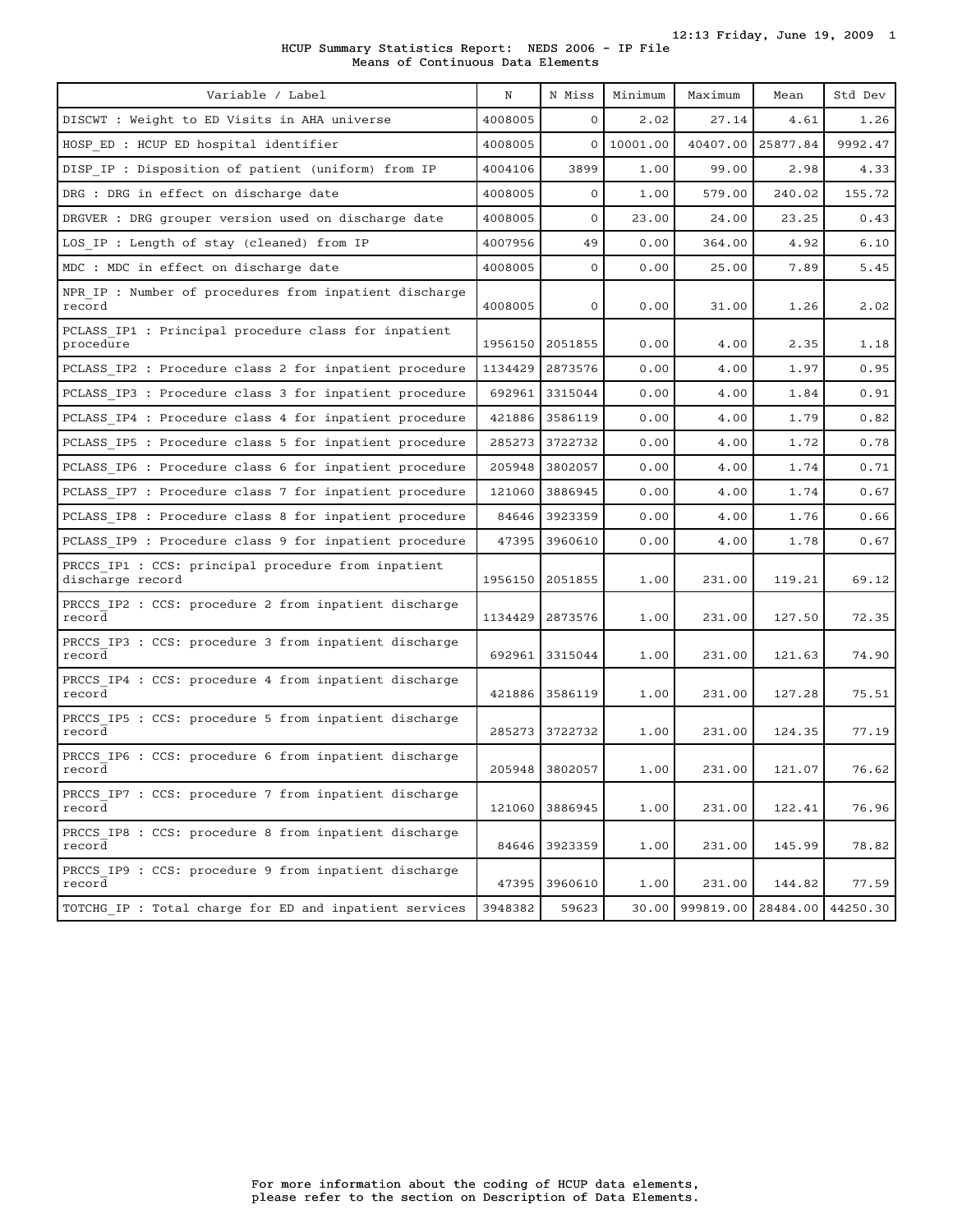# HCUP Summary Statistics Report: NEDS 2006 - IP File

## Means of Continuous Data Elements

| Variable / Label | N | N Miss | Minimum | Maximum | Mean | Std Dev |
|---|---|---|---|---|---|---|
| DISCWT : Weight to ED Visits in AHA universe | 4008005 | 0 | 2.02 | 27.14 | 4.61 | 1.26 |
| HOSP_ED : HCUP ED hospital identifier | 4008005 | 0 | 10001.00 | 40407.00 | 25877.84 | 9992.47 |
| DISP_IP : Disposition of patient (uniform) from IP | 4004106 | 3899 | 1.00 | 99.00 | 2.98 | 4.33 |
| DRG : DRG in effect on discharge date | 4008005 | 0 | 1.00 | 579.00 | 240.02 | 155.72 |
| DRGVER : DRG grouper version used on discharge date | 4008005 | 0 | 23.00 | 24.00 | 23.25 | 0.43 |
| LOS_IP : Length of stay (cleaned) from IP | 4007956 | 49 | 0.00 | 364.00 | 4.92 | 6.10 |
| MDC : MDC in effect on discharge date | 4008005 | 0 | 0.00 | 25.00 | 7.89 | 5.45 |
| NPR_IP : Number of procedures from inpatient discharge record | 4008005 | 0 | 0.00 | 31.00 | 1.26 | 2.02 |
| PCLASS_IP1 : Principal procedure class for inpatient procedure | 1956150 | 2051855 | 0.00 | 4.00 | 2.35 | 1.18 |
| PCLASS_IP2 : Procedure class 2 for inpatient procedure | 1134429 | 2873576 | 0.00 | 4.00 | 1.97 | 0.95 |
| PCLASS_IP3 : Procedure class 3 for inpatient procedure | 692961 | 3315044 | 0.00 | 4.00 | 1.84 | 0.91 |
| PCLASS_IP4 : Procedure class 4 for inpatient procedure | 421886 | 3586119 | 0.00 | 4.00 | 1.79 | 0.82 |
| PCLASS_IP5 : Procedure class 5 for inpatient procedure | 285273 | 3722732 | 0.00 | 4.00 | 1.72 | 0.78 |
| PCLASS_IP6 : Procedure class 6 for inpatient procedure | 205948 | 3802057 | 0.00 | 4.00 | 1.74 | 0.71 |
| PCLASS_IP7 : Procedure class 7 for inpatient procedure | 121060 | 3886945 | 0.00 | 4.00 | 1.74 | 0.67 |
| PCLASS_IP8 : Procedure class 8 for inpatient procedure | 84646 | 3923359 | 0.00 | 4.00 | 1.76 | 0.66 |
| PCLASS_IP9 : Procedure class 9 for inpatient procedure | 47395 | 3960610 | 0.00 | 4.00 | 1.78 | 0.67 |
| PRCCS_IP1 : CCS: principal procedure from inpatient discharge record | 1956150 | 2051855 | 1.00 | 231.00 | 119.21 | 69.12 |
| PRCCS_IP2 : CCS: procedure 2 from inpatient discharge record | 1134429 | 2873576 | 1.00 | 231.00 | 127.50 | 72.35 |
| PRCCS_IP3 : CCS: procedure 3 from inpatient discharge record | 692961 | 3315044 | 1.00 | 231.00 | 121.63 | 74.90 |
| PRCCS_IP4 : CCS: procedure 4 from inpatient discharge record | 421886 | 3586119 | 1.00 | 231.00 | 127.28 | 75.51 |
| PRCCS_IP5 : CCS: procedure 5 from inpatient discharge record | 285273 | 3722732 | 1.00 | 231.00 | 124.35 | 77.19 |
| PRCCS_IP6 : CCS: procedure 6 from inpatient discharge record | 205948 | 3802057 | 1.00 | 231.00 | 121.07 | 76.62 |
| PRCCS_IP7 : CCS: procedure 7 from inpatient discharge record | 121060 | 3886945 | 1.00 | 231.00 | 122.41 | 76.96 |
| PRCCS_IP8 : CCS: procedure 8 from inpatient discharge record | 84646 | 3923359 | 1.00 | 231.00 | 145.99 | 78.82 |
| PRCCS_IP9 : CCS: procedure 9 from inpatient discharge record | 47395 | 3960610 | 1.00 | 231.00 | 144.82 | 77.59 |
| TOTCHG_IP : Total charge for ED and inpatient services | 3948382 | 59623 | 30.00 | 999819.00 | 28484.00 | 44250.30 |

For more information about the coding of HCUP data elements, please refer to the section on Description of Data Elements.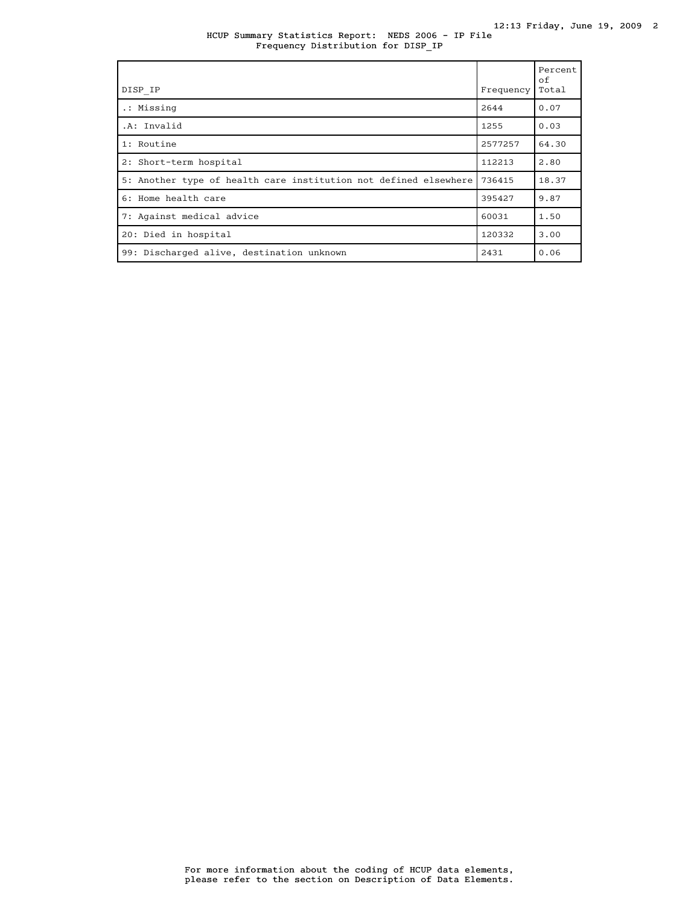HCUP Summary Statistics Report: NEDS 2006 - IP File
Frequency Distribution for DISP_IP

| DISP_IP | Frequency | Percent of Total |
|---|---|---|
| .: Missing | 2644 | 0.07 |
| .A: Invalid | 1255 | 0.03 |
| 1: Routine | 2577257 | 64.30 |
| 2: Short-term hospital | 112213 | 2.80 |
| 5: Another type of health care institution not defined elsewhere | 736415 | 18.37 |
| 6: Home health care | 395427 | 9.87 |
| 7: Against medical advice | 60031 | 1.50 |
| 20: Died in hospital | 120332 | 3.00 |
| 99: Discharged alive, destination unknown | 2431 | 0.06 |

For more information about the coding of HCUP data elements, please refer to the section on Description of Data Elements.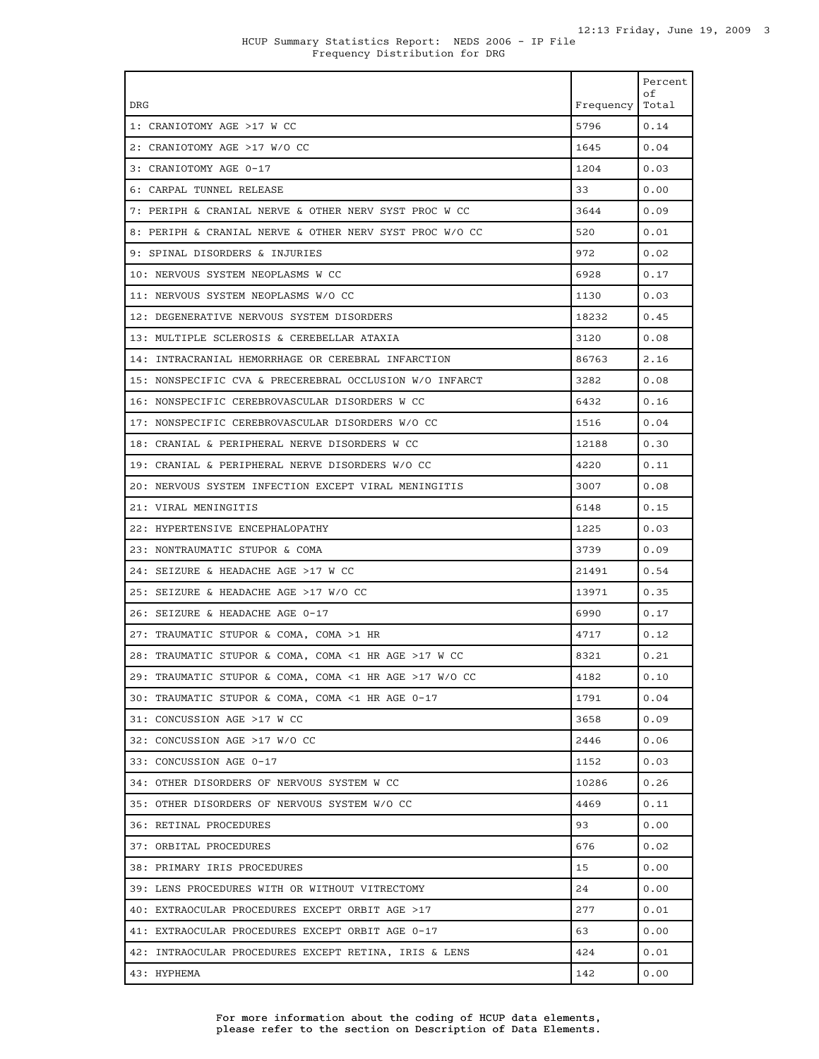HCUP Summary Statistics Report: NEDS 2006 - IP File
Frequency Distribution for DRG

| DRG | Frequency | Percent of Total |
|---|---|---|
| 1: CRANIOTOMY AGE >17 W CC | 5796 | 0.14 |
| 2: CRANIOTOMY AGE >17 W/O CC | 1645 | 0.04 |
| 3: CRANIOTOMY AGE 0-17 | 1204 | 0.03 |
| 6: CARPAL TUNNEL RELEASE | 33 | 0.00 |
| 7: PERIPH & CRANIAL NERVE & OTHER NERV SYST PROC W CC | 3644 | 0.09 |
| 8: PERIPH & CRANIAL NERVE & OTHER NERV SYST PROC W/O CC | 520 | 0.01 |
| 9: SPINAL DISORDERS & INJURIES | 972 | 0.02 |
| 10: NERVOUS SYSTEM NEOPLASMS W CC | 6928 | 0.17 |
| 11: NERVOUS SYSTEM NEOPLASMS W/O CC | 1130 | 0.03 |
| 12: DEGENERATIVE NERVOUS SYSTEM DISORDERS | 18232 | 0.45 |
| 13: MULTIPLE SCLEROSIS & CEREBELLAR ATAXIA | 3120 | 0.08 |
| 14: INTRACRANIAL HEMORRHAGE OR CEREBRAL INFARCTION | 86763 | 2.16 |
| 15: NONSPECIFIC CVA & PRECEREBRAL OCCLUSION W/O INFARCT | 3282 | 0.08 |
| 16: NONSPECIFIC CEREBROVASCULAR DISORDERS W CC | 6432 | 0.16 |
| 17: NONSPECIFIC CEREBROVASCULAR DISORDERS W/O CC | 1516 | 0.04 |
| 18: CRANIAL & PERIPHERAL NERVE DISORDERS W CC | 12188 | 0.30 |
| 19: CRANIAL & PERIPHERAL NERVE DISORDERS W/O CC | 4220 | 0.11 |
| 20: NERVOUS SYSTEM INFECTION EXCEPT VIRAL MENINGITIS | 3007 | 0.08 |
| 21: VIRAL MENINGITIS | 6148 | 0.15 |
| 22: HYPERTENSIVE ENCEPHALOPATHY | 1225 | 0.03 |
| 23: NONTRAUMATIC STUPOR & COMA | 3739 | 0.09 |
| 24: SEIZURE & HEADACHE AGE >17 W CC | 21491 | 0.54 |
| 25: SEIZURE & HEADACHE AGE >17 W/O CC | 13971 | 0.35 |
| 26: SEIZURE & HEADACHE AGE 0-17 | 6990 | 0.17 |
| 27: TRAUMATIC STUPOR & COMA, COMA >1 HR | 4717 | 0.12 |
| 28: TRAUMATIC STUPOR & COMA, COMA <1 HR AGE >17 W CC | 8321 | 0.21 |
| 29: TRAUMATIC STUPOR & COMA, COMA <1 HR AGE >17 W/O CC | 4182 | 0.10 |
| 30: TRAUMATIC STUPOR & COMA, COMA <1 HR AGE 0-17 | 1791 | 0.04 |
| 31: CONCUSSION AGE >17 W CC | 3658 | 0.09 |
| 32: CONCUSSION AGE >17 W/O CC | 2446 | 0.06 |
| 33: CONCUSSION AGE 0-17 | 1152 | 0.03 |
| 34: OTHER DISORDERS OF NERVOUS SYSTEM W CC | 10286 | 0.26 |
| 35: OTHER DISORDERS OF NERVOUS SYSTEM W/O CC | 4469 | 0.11 |
| 36: RETINAL PROCEDURES | 93 | 0.00 |
| 37: ORBITAL PROCEDURES | 676 | 0.02 |
| 38: PRIMARY IRIS PROCEDURES | 15 | 0.00 |
| 39: LENS PROCEDURES WITH OR WITHOUT VITRECTOMY | 24 | 0.00 |
| 40: EXTRAOCULAR PROCEDURES EXCEPT ORBIT AGE >17 | 277 | 0.01 |
| 41: EXTRAOCULAR PROCEDURES EXCEPT ORBIT AGE 0-17 | 63 | 0.00 |
| 42: INTRAOCULAR PROCEDURES EXCEPT RETINA, IRIS & LENS | 424 | 0.01 |
| 43: HYPHEMA | 142 | 0.00 |

For more information about the coding of HCUP data elements, please refer to the section on Description of Data Elements.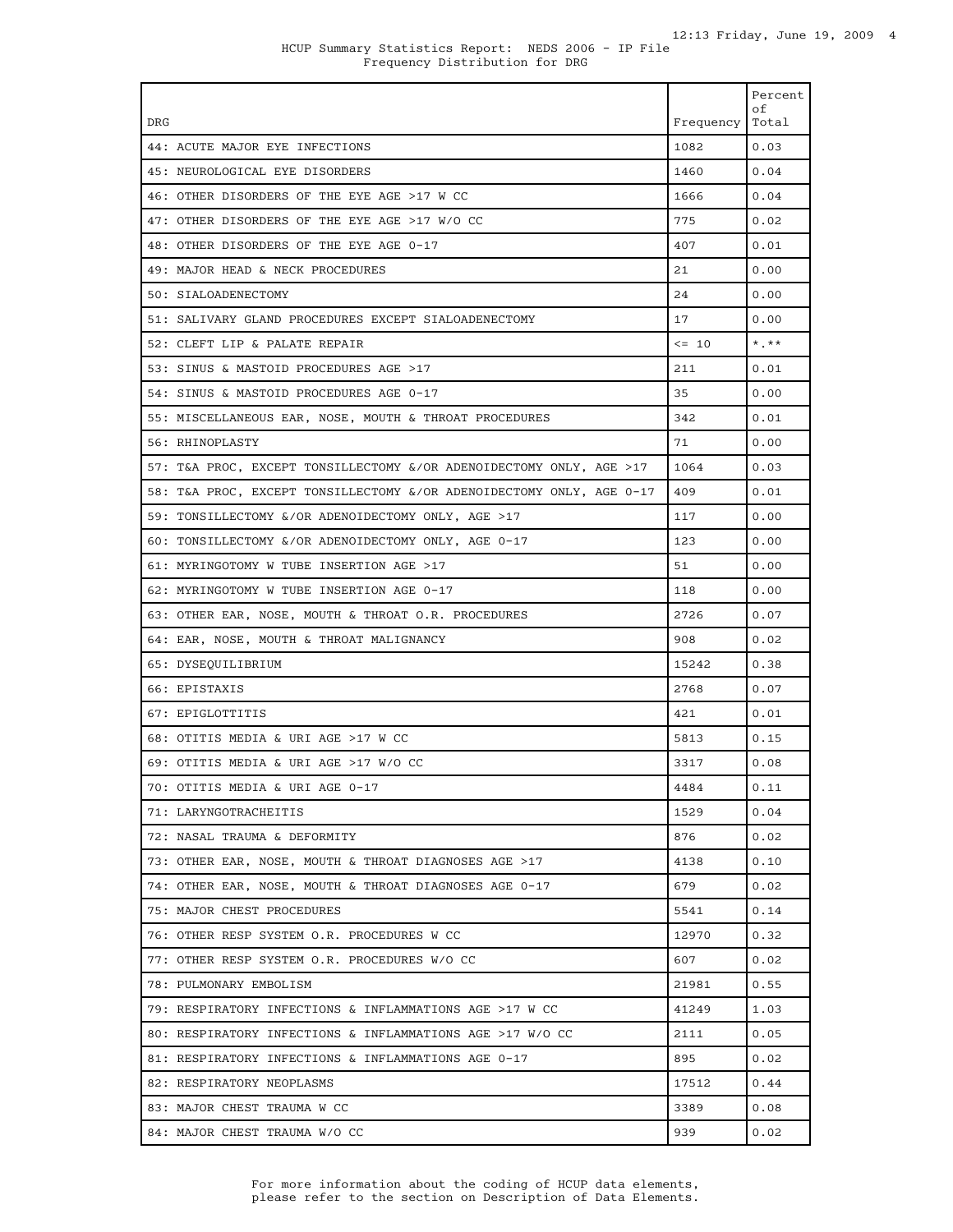HCUP Summary Statistics Report: NEDS 2006 - IP File
Frequency Distribution for DRG

| DRG | Frequency | Percent of Total |
|---|---|---|
| 44: ACUTE MAJOR EYE INFECTIONS | 1082 | 0.03 |
| 45: NEUROLOGICAL EYE DISORDERS | 1460 | 0.04 |
| 46: OTHER DISORDERS OF THE EYE AGE >17 W CC | 1666 | 0.04 |
| 47: OTHER DISORDERS OF THE EYE AGE >17 W/O CC | 775 | 0.02 |
| 48: OTHER DISORDERS OF THE EYE AGE 0-17 | 407 | 0.01 |
| 49: MAJOR HEAD & NECK PROCEDURES | 21 | 0.00 |
| 50: SIALOADENECTOMY | 24 | 0.00 |
| 51: SALIVARY GLAND PROCEDURES EXCEPT SIALOADENECTOMY | 17 | 0.00 |
| 52: CLEFT LIP & PALATE REPAIR | <= 10 | *.** |
| 53: SINUS & MASTOID PROCEDURES AGE >17 | 211 | 0.01 |
| 54: SINUS & MASTOID PROCEDURES AGE 0-17 | 35 | 0.00 |
| 55: MISCELLANEOUS EAR, NOSE, MOUTH & THROAT PROCEDURES | 342 | 0.01 |
| 56: RHINOPLASTY | 71 | 0.00 |
| 57: T&A PROC, EXCEPT TONSILLECTOMY &/OR ADENOIDECTOMY ONLY, AGE >17 | 1064 | 0.03 |
| 58: T&A PROC, EXCEPT TONSILLECTOMY &/OR ADENOIDECTOMY ONLY, AGE 0-17 | 409 | 0.01 |
| 59: TONSILLECTOMY &/OR ADENOIDECTOMY ONLY, AGE >17 | 117 | 0.00 |
| 60: TONSILLECTOMY &/OR ADENOIDECTOMY ONLY, AGE 0-17 | 123 | 0.00 |
| 61: MYRINGOTOMY W TUBE INSERTION AGE >17 | 51 | 0.00 |
| 62: MYRINGOTOMY W TUBE INSERTION AGE 0-17 | 118 | 0.00 |
| 63: OTHER EAR, NOSE, MOUTH & THROAT O.R. PROCEDURES | 2726 | 0.07 |
| 64: EAR, NOSE, MOUTH & THROAT MALIGNANCY | 908 | 0.02 |
| 65: DYSEQUILIBRIUM | 15242 | 0.38 |
| 66: EPISTAXIS | 2768 | 0.07 |
| 67: EPIGLOTTITIS | 421 | 0.01 |
| 68: OTITIS MEDIA & URI AGE >17 W CC | 5813 | 0.15 |
| 69: OTITIS MEDIA & URI AGE >17 W/O CC | 3317 | 0.08 |
| 70: OTITIS MEDIA & URI AGE 0-17 | 4484 | 0.11 |
| 71: LARYNGOTRACHEITIS | 1529 | 0.04 |
| 72: NASAL TRAUMA & DEFORMITY | 876 | 0.02 |
| 73: OTHER EAR, NOSE, MOUTH & THROAT DIAGNOSES AGE >17 | 4138 | 0.10 |
| 74: OTHER EAR, NOSE, MOUTH & THROAT DIAGNOSES AGE 0-17 | 679 | 0.02 |
| 75: MAJOR CHEST PROCEDURES | 5541 | 0.14 |
| 76: OTHER RESP SYSTEM O.R. PROCEDURES W CC | 12970 | 0.32 |
| 77: OTHER RESP SYSTEM O.R. PROCEDURES W/O CC | 607 | 0.02 |
| 78: PULMONARY EMBOLISM | 21981 | 0.55 |
| 79: RESPIRATORY INFECTIONS & INFLAMMATIONS AGE >17 W CC | 41249 | 1.03 |
| 80: RESPIRATORY INFECTIONS & INFLAMMATIONS AGE >17 W/O CC | 2111 | 0.05 |
| 81: RESPIRATORY INFECTIONS & INFLAMMATIONS AGE 0-17 | 895 | 0.02 |
| 82: RESPIRATORY NEOPLASMS | 17512 | 0.44 |
| 83: MAJOR CHEST TRAUMA W CC | 3389 | 0.08 |
| 84: MAJOR CHEST TRAUMA W/O CC | 939 | 0.02 |

For more information about the coding of HCUP data elements, please refer to the section on Description of Data Elements.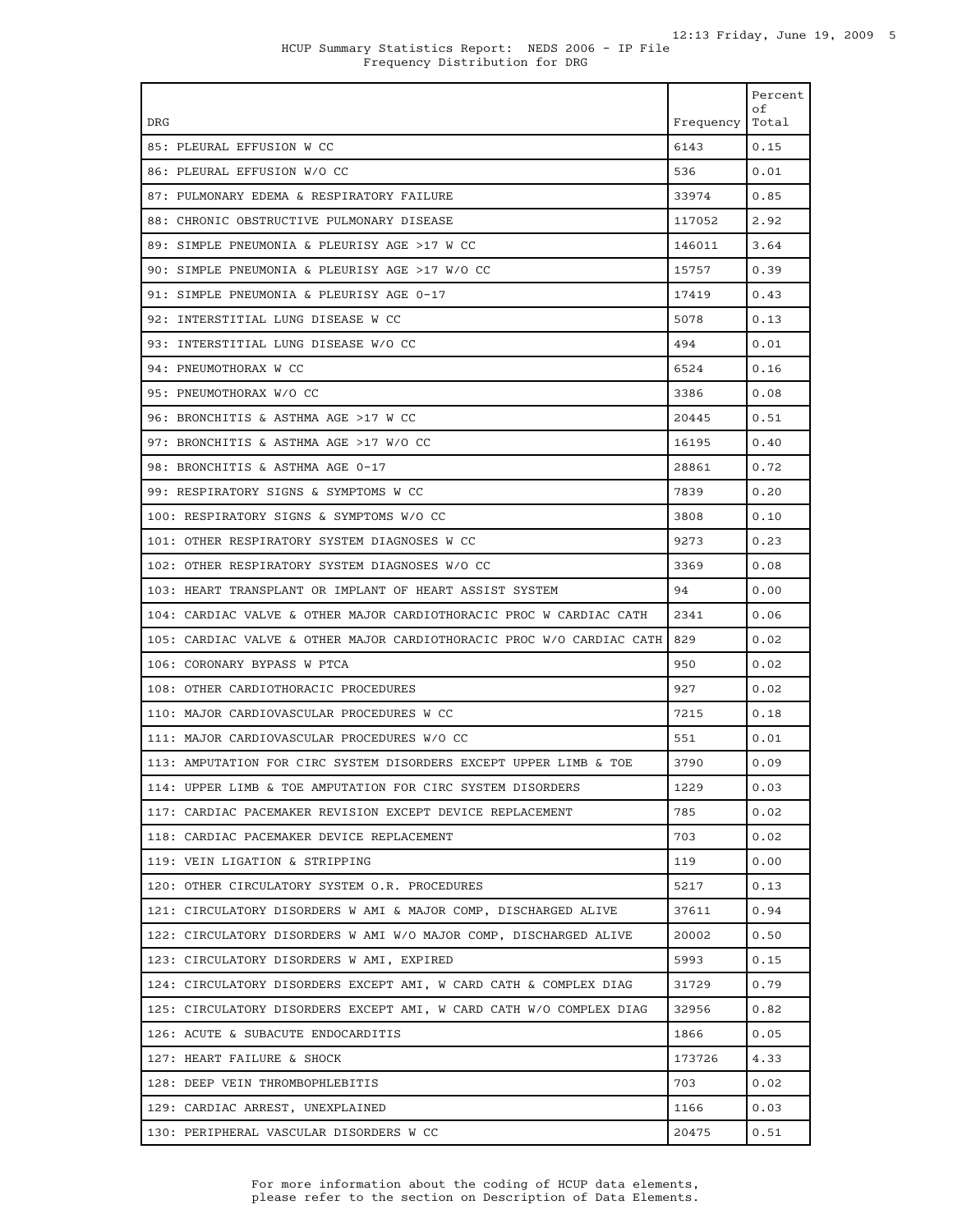HCUP Summary Statistics Report: NEDS 2006 - IP File
Frequency Distribution for DRG

| DRG | Frequency | Percent of Total |
|---|---|---|
| 85: PLEURAL EFFUSION W CC | 6143 | 0.15 |
| 86: PLEURAL EFFUSION W/O CC | 536 | 0.01 |
| 87: PULMONARY EDEMA & RESPIRATORY FAILURE | 33974 | 0.85 |
| 88: CHRONIC OBSTRUCTIVE PULMONARY DISEASE | 117052 | 2.92 |
| 89: SIMPLE PNEUMONIA & PLEURISY AGE >17 W CC | 146011 | 3.64 |
| 90: SIMPLE PNEUMONIA & PLEURISY AGE >17 W/O CC | 15757 | 0.39 |
| 91: SIMPLE PNEUMONIA & PLEURISY AGE 0-17 | 17419 | 0.43 |
| 92: INTERSTITIAL LUNG DISEASE W CC | 5078 | 0.13 |
| 93: INTERSTITIAL LUNG DISEASE W/O CC | 494 | 0.01 |
| 94: PNEUMOTHORAX W CC | 6524 | 0.16 |
| 95: PNEUMOTHORAX W/O CC | 3386 | 0.08 |
| 96: BRONCHITIS & ASTHMA AGE >17 W CC | 20445 | 0.51 |
| 97: BRONCHITIS & ASTHMA AGE >17 W/O CC | 16195 | 0.40 |
| 98: BRONCHITIS & ASTHMA AGE 0-17 | 28861 | 0.72 |
| 99: RESPIRATORY SIGNS & SYMPTOMS W CC | 7839 | 0.20 |
| 100: RESPIRATORY SIGNS & SYMPTOMS W/O CC | 3808 | 0.10 |
| 101: OTHER RESPIRATORY SYSTEM DIAGNOSES W CC | 9273 | 0.23 |
| 102: OTHER RESPIRATORY SYSTEM DIAGNOSES W/O CC | 3369 | 0.08 |
| 103: HEART TRANSPLANT OR IMPLANT OF HEART ASSIST SYSTEM | 94 | 0.00 |
| 104: CARDIAC VALVE & OTHER MAJOR CARDIOTHORACIC PROC W CARDIAC CATH | 2341 | 0.06 |
| 105: CARDIAC VALVE & OTHER MAJOR CARDIOTHORACIC PROC W/O CARDIAC CATH | 829 | 0.02 |
| 106: CORONARY BYPASS W PTCA | 950 | 0.02 |
| 108: OTHER CARDIOTHORACIC PROCEDURES | 927 | 0.02 |
| 110: MAJOR CARDIOVASCULAR PROCEDURES W CC | 7215 | 0.18 |
| 111: MAJOR CARDIOVASCULAR PROCEDURES W/O CC | 551 | 0.01 |
| 113: AMPUTATION FOR CIRC SYSTEM DISORDERS EXCEPT UPPER LIMB & TOE | 3790 | 0.09 |
| 114: UPPER LIMB & TOE AMPUTATION FOR CIRC SYSTEM DISORDERS | 1229 | 0.03 |
| 117: CARDIAC PACEMAKER REVISION EXCEPT DEVICE REPLACEMENT | 785 | 0.02 |
| 118: CARDIAC PACEMAKER DEVICE REPLACEMENT | 703 | 0.02 |
| 119: VEIN LIGATION & STRIPPING | 119 | 0.00 |
| 120: OTHER CIRCULATORY SYSTEM O.R. PROCEDURES | 5217 | 0.13 |
| 121: CIRCULATORY DISORDERS W AMI & MAJOR COMP, DISCHARGED ALIVE | 37611 | 0.94 |
| 122: CIRCULATORY DISORDERS W AMI W/O MAJOR COMP, DISCHARGED ALIVE | 20002 | 0.50 |
| 123: CIRCULATORY DISORDERS W AMI, EXPIRED | 5993 | 0.15 |
| 124: CIRCULATORY DISORDERS EXCEPT AMI, W CARD CATH & COMPLEX DIAG | 31729 | 0.79 |
| 125: CIRCULATORY DISORDERS EXCEPT AMI, W CARD CATH W/O COMPLEX DIAG | 32956 | 0.82 |
| 126: ACUTE & SUBACUTE ENDOCARDITIS | 1866 | 0.05 |
| 127: HEART FAILURE & SHOCK | 173726 | 4.33 |
| 128: DEEP VEIN THROMBOPHLEBITIS | 703 | 0.02 |
| 129: CARDIAC ARREST, UNEXPLAINED | 1166 | 0.03 |
| 130: PERIPHERAL VASCULAR DISORDERS W CC | 20475 | 0.51 |

For more information about the coding of HCUP data elements, please refer to the section on Description of Data Elements.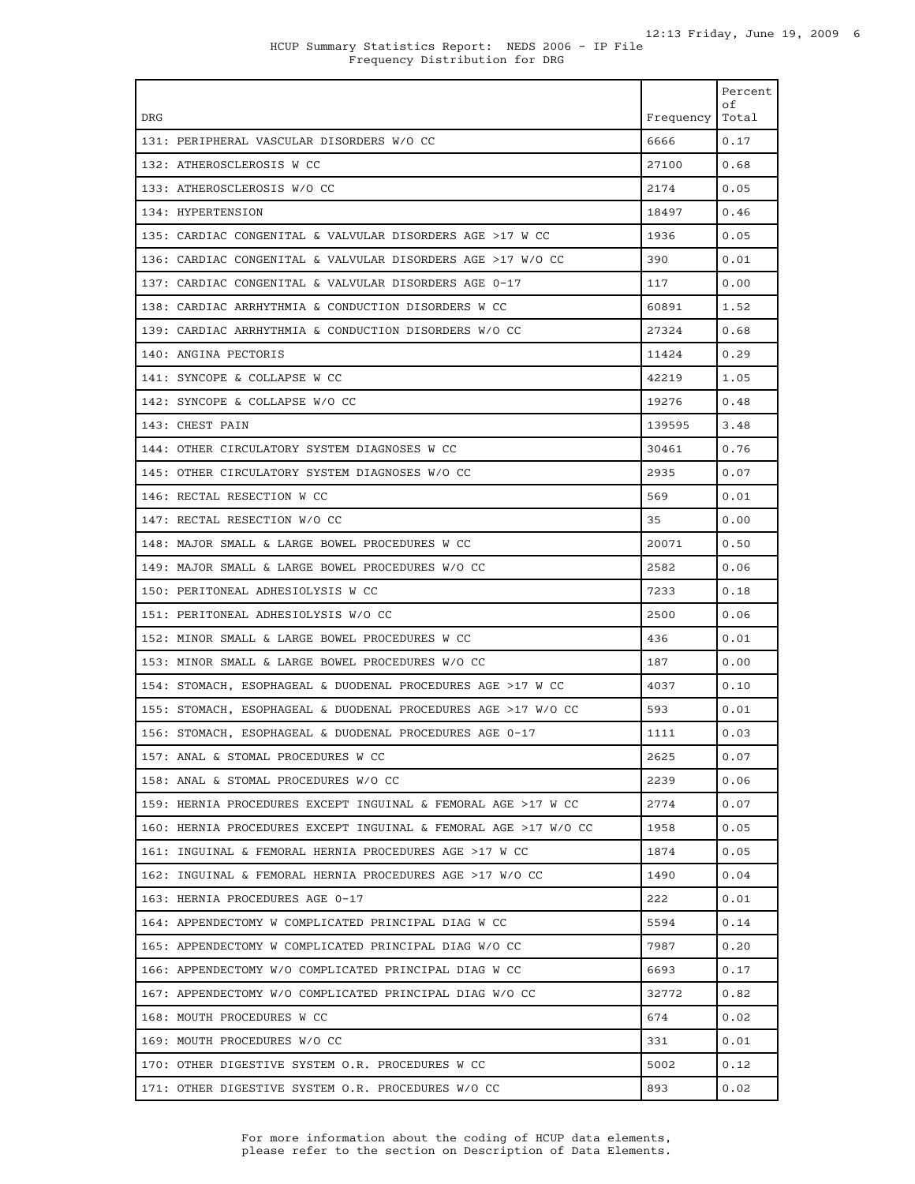HCUP Summary Statistics Report: NEDS 2006 - IP File
Frequency Distribution for DRG

| DRG | Frequency | Percent of Total |
|---|---|---|
| 131: PERIPHERAL VASCULAR DISORDERS W/O CC | 6666 | 0.17 |
| 132: ATHEROSCLEROSIS W CC | 27100 | 0.68 |
| 133: ATHEROSCLEROSIS W/O CC | 2174 | 0.05 |
| 134: HYPERTENSION | 18497 | 0.46 |
| 135: CARDIAC CONGENITAL & VALVULAR DISORDERS AGE >17 W CC | 1936 | 0.05 |
| 136: CARDIAC CONGENITAL & VALVULAR DISORDERS AGE >17 W/O CC | 390 | 0.01 |
| 137: CARDIAC CONGENITAL & VALVULAR DISORDERS AGE 0-17 | 117 | 0.00 |
| 138: CARDIAC ARRHYTHMIA & CONDUCTION DISORDERS W CC | 60891 | 1.52 |
| 139: CARDIAC ARRHYTHMIA & CONDUCTION DISORDERS W/O CC | 27324 | 0.68 |
| 140: ANGINA PECTORIS | 11424 | 0.29 |
| 141: SYNCOPE & COLLAPSE W CC | 42219 | 1.05 |
| 142: SYNCOPE & COLLAPSE W/O CC | 19276 | 0.48 |
| 143: CHEST PAIN | 139595 | 3.48 |
| 144: OTHER CIRCULATORY SYSTEM DIAGNOSES W CC | 30461 | 0.76 |
| 145: OTHER CIRCULATORY SYSTEM DIAGNOSES W/O CC | 2935 | 0.07 |
| 146: RECTAL RESECTION W CC | 569 | 0.01 |
| 147: RECTAL RESECTION W/O CC | 35 | 0.00 |
| 148: MAJOR SMALL & LARGE BOWEL PROCEDURES W CC | 20071 | 0.50 |
| 149: MAJOR SMALL & LARGE BOWEL PROCEDURES W/O CC | 2582 | 0.06 |
| 150: PERITONEAL ADHESIOLYSIS W CC | 7233 | 0.18 |
| 151: PERITONEAL ADHESIOLYSIS W/O CC | 2500 | 0.06 |
| 152: MINOR SMALL & LARGE BOWEL PROCEDURES W CC | 436 | 0.01 |
| 153: MINOR SMALL & LARGE BOWEL PROCEDURES W/O CC | 187 | 0.00 |
| 154: STOMACH, ESOPHAGEAL & DUODENAL PROCEDURES AGE >17 W CC | 4037 | 0.10 |
| 155: STOMACH, ESOPHAGEAL & DUODENAL PROCEDURES AGE >17 W/O CC | 593 | 0.01 |
| 156: STOMACH, ESOPHAGEAL & DUODENAL PROCEDURES AGE 0-17 | 1111 | 0.03 |
| 157: ANAL & STOMAL PROCEDURES W CC | 2625 | 0.07 |
| 158: ANAL & STOMAL PROCEDURES W/O CC | 2239 | 0.06 |
| 159: HERNIA PROCEDURES EXCEPT INGUINAL & FEMORAL AGE >17 W CC | 2774 | 0.07 |
| 160: HERNIA PROCEDURES EXCEPT INGUINAL & FEMORAL AGE >17 W/O CC | 1958 | 0.05 |
| 161: INGUINAL & FEMORAL HERNIA PROCEDURES AGE >17 W CC | 1874 | 0.05 |
| 162: INGUINAL & FEMORAL HERNIA PROCEDURES AGE >17 W/O CC | 1490 | 0.04 |
| 163: HERNIA PROCEDURES AGE 0-17 | 222 | 0.01 |
| 164: APPENDECTOMY W COMPLICATED PRINCIPAL DIAG W CC | 5594 | 0.14 |
| 165: APPENDECTOMY W COMPLICATED PRINCIPAL DIAG W/O CC | 7987 | 0.20 |
| 166: APPENDECTOMY W/O COMPLICATED PRINCIPAL DIAG W CC | 6693 | 0.17 |
| 167: APPENDECTOMY W/O COMPLICATED PRINCIPAL DIAG W/O CC | 32772 | 0.82 |
| 168: MOUTH PROCEDURES W CC | 674 | 0.02 |
| 169: MOUTH PROCEDURES W/O CC | 331 | 0.01 |
| 170: OTHER DIGESTIVE SYSTEM O.R. PROCEDURES W CC | 5002 | 0.12 |
| 171: OTHER DIGESTIVE SYSTEM O.R. PROCEDURES W/O CC | 893 | 0.02 |

For more information about the coding of HCUP data elements, please refer to the section on Description of Data Elements.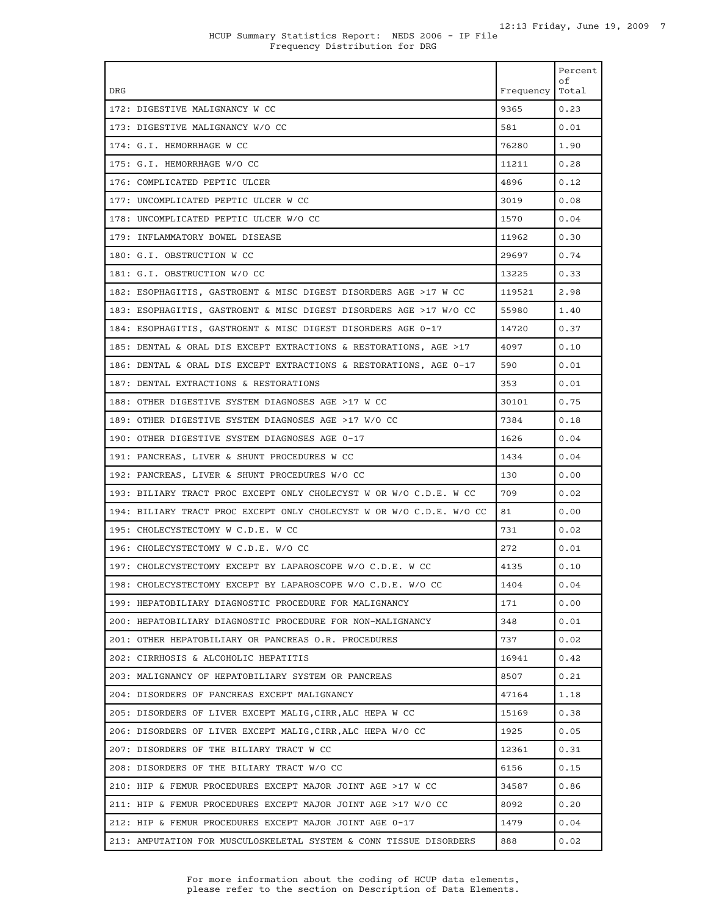HCUP Summary Statistics Report: NEDS 2006 - IP File
Frequency Distribution for DRG

| DRG | Frequency | Percent of Total |
|---|---|---|
| 172: DIGESTIVE MALIGNANCY W CC | 9365 | 0.23 |
| 173: DIGESTIVE MALIGNANCY W/O CC | 581 | 0.01 |
| 174: G.I. HEMORRHAGE W CC | 76280 | 1.90 |
| 175: G.I. HEMORRHAGE W/O CC | 11211 | 0.28 |
| 176: COMPLICATED PEPTIC ULCER | 4896 | 0.12 |
| 177: UNCOMPLICATED PEPTIC ULCER W CC | 3019 | 0.08 |
| 178: UNCOMPLICATED PEPTIC ULCER W/O CC | 1570 | 0.04 |
| 179: INFLAMMATORY BOWEL DISEASE | 11962 | 0.30 |
| 180: G.I. OBSTRUCTION W CC | 29697 | 0.74 |
| 181: G.I. OBSTRUCTION W/O CC | 13225 | 0.33 |
| 182: ESOPHAGITIS, GASTROENT & MISC DIGEST DISORDERS AGE >17 W CC | 119521 | 2.98 |
| 183: ESOPHAGITIS, GASTROENT & MISC DIGEST DISORDERS AGE >17 W/O CC | 55980 | 1.40 |
| 184: ESOPHAGITIS, GASTROENT & MISC DIGEST DISORDERS AGE 0-17 | 14720 | 0.37 |
| 185: DENTAL & ORAL DIS EXCEPT EXTRACTIONS & RESTORATIONS, AGE >17 | 4097 | 0.10 |
| 186: DENTAL & ORAL DIS EXCEPT EXTRACTIONS & RESTORATIONS, AGE 0-17 | 590 | 0.01 |
| 187: DENTAL EXTRACTIONS & RESTORATIONS | 353 | 0.01 |
| 188: OTHER DIGESTIVE SYSTEM DIAGNOSES AGE >17 W CC | 30101 | 0.75 |
| 189: OTHER DIGESTIVE SYSTEM DIAGNOSES AGE >17 W/O CC | 7384 | 0.18 |
| 190: OTHER DIGESTIVE SYSTEM DIAGNOSES AGE 0-17 | 1626 | 0.04 |
| 191: PANCREAS, LIVER & SHUNT PROCEDURES W CC | 1434 | 0.04 |
| 192: PANCREAS, LIVER & SHUNT PROCEDURES W/O CC | 130 | 0.00 |
| 193: BILIARY TRACT PROC EXCEPT ONLY CHOLECYST W OR W/O C.D.E. W CC | 709 | 0.02 |
| 194: BILIARY TRACT PROC EXCEPT ONLY CHOLECYST W OR W/O C.D.E. W/O CC | 81 | 0.00 |
| 195: CHOLECYSTECTOMY W C.D.E. W CC | 731 | 0.02 |
| 196: CHOLECYSTECTOMY W C.D.E. W/O CC | 272 | 0.01 |
| 197: CHOLECYSTECTOMY EXCEPT BY LAPAROSCOPE W/O C.D.E. W CC | 4135 | 0.10 |
| 198: CHOLECYSTECTOMY EXCEPT BY LAPAROSCOPE W/O C.D.E. W/O CC | 1404 | 0.04 |
| 199: HEPATOBILIARY DIAGNOSTIC PROCEDURE FOR MALIGNANCY | 171 | 0.00 |
| 200: HEPATOBILIARY DIAGNOSTIC PROCEDURE FOR NON-MALIGNANCY | 348 | 0.01 |
| 201: OTHER HEPATOBILIARY OR PANCREAS O.R. PROCEDURES | 737 | 0.02 |
| 202: CIRRHOSIS & ALCOHOLIC HEPATITIS | 16941 | 0.42 |
| 203: MALIGNANCY OF HEPATOBILIARY SYSTEM OR PANCREAS | 8507 | 0.21 |
| 204: DISORDERS OF PANCREAS EXCEPT MALIGNANCY | 47164 | 1.18 |
| 205: DISORDERS OF LIVER EXCEPT MALIG,CIRR,ALC HEPA W CC | 15169 | 0.38 |
| 206: DISORDERS OF LIVER EXCEPT MALIG,CIRR,ALC HEPA W/O CC | 1925 | 0.05 |
| 207: DISORDERS OF THE BILIARY TRACT W CC | 12361 | 0.31 |
| 208: DISORDERS OF THE BILIARY TRACT W/O CC | 6156 | 0.15 |
| 210: HIP & FEMUR PROCEDURES EXCEPT MAJOR JOINT AGE >17 W CC | 34587 | 0.86 |
| 211: HIP & FEMUR PROCEDURES EXCEPT MAJOR JOINT AGE >17 W/O CC | 8092 | 0.20 |
| 212: HIP & FEMUR PROCEDURES EXCEPT MAJOR JOINT AGE 0-17 | 1479 | 0.04 |
| 213: AMPUTATION FOR MUSCULOSKELETAL SYSTEM & CONN TISSUE DISORDERS | 888 | 0.02 |

For more information about the coding of HCUP data elements, please refer to the section on Description of Data Elements.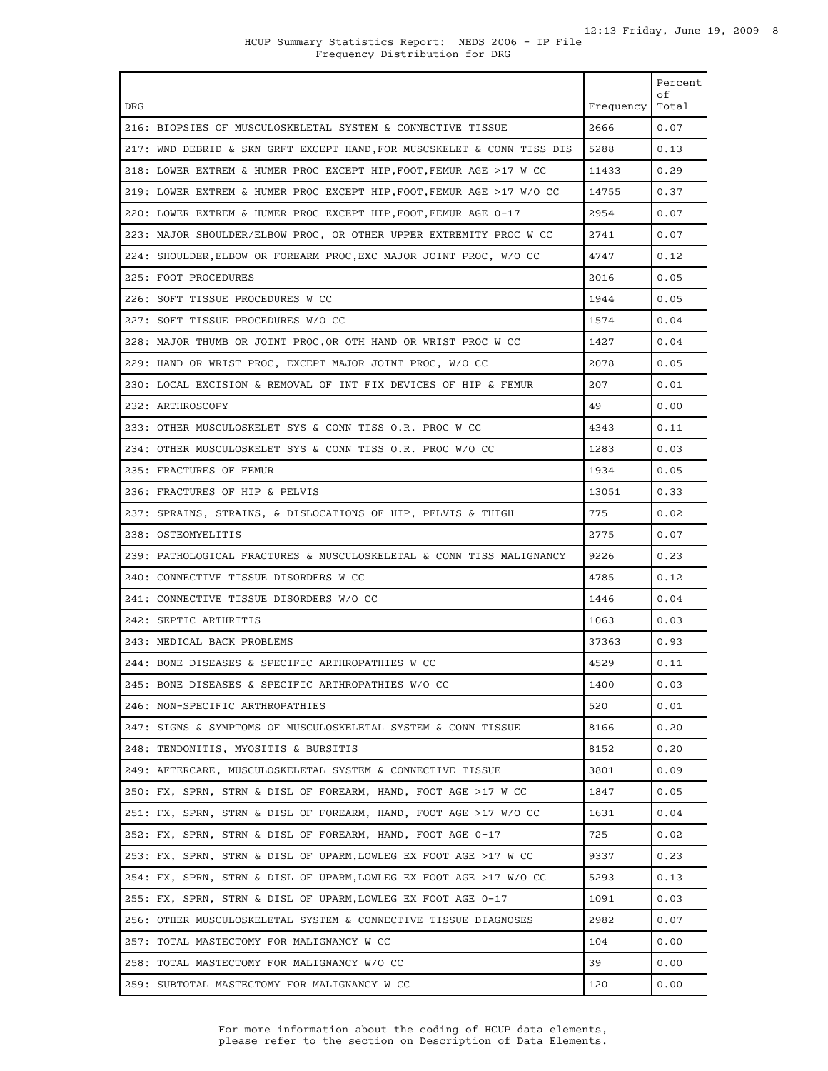HCUP Summary Statistics Report: NEDS 2006 - IP File
Frequency Distribution for DRG

| DRG | Frequency | Percent of Total |
|---|---|---|
| 216: BIOPSIES OF MUSCULOSKELETAL SYSTEM & CONNECTIVE TISSUE | 2666 | 0.07 |
| 217: WND DEBRID & SKN GRFT EXCEPT HAND,FOR MUSCSKELET & CONN TISS DIS | 5288 | 0.13 |
| 218: LOWER EXTREM & HUMER PROC EXCEPT HIP,FOOT,FEMUR AGE >17 W CC | 11433 | 0.29 |
| 219: LOWER EXTREM & HUMER PROC EXCEPT HIP,FOOT,FEMUR AGE >17 W/O CC | 14755 | 0.37 |
| 220: LOWER EXTREM & HUMER PROC EXCEPT HIP,FOOT,FEMUR AGE 0-17 | 2954 | 0.07 |
| 223: MAJOR SHOULDER/ELBOW PROC, OR OTHER UPPER EXTREMITY PROC W CC | 2741 | 0.07 |
| 224: SHOULDER,ELBOW OR FOREARM PROC,EXC MAJOR JOINT PROC, W/O CC | 4747 | 0.12 |
| 225: FOOT PROCEDURES | 2016 | 0.05 |
| 226: SOFT TISSUE PROCEDURES W CC | 1944 | 0.05 |
| 227: SOFT TISSUE PROCEDURES W/O CC | 1574 | 0.04 |
| 228: MAJOR THUMB OR JOINT PROC,OR OTH HAND OR WRIST PROC W CC | 1427 | 0.04 |
| 229: HAND OR WRIST PROC, EXCEPT MAJOR JOINT PROC, W/O CC | 2078 | 0.05 |
| 230: LOCAL EXCISION & REMOVAL OF INT FIX DEVICES OF HIP & FEMUR | 207 | 0.01 |
| 232: ARTHROSCOPY | 49 | 0.00 |
| 233: OTHER MUSCULOSKELET SYS & CONN TISS O.R. PROC W CC | 4343 | 0.11 |
| 234: OTHER MUSCULOSKELET SYS & CONN TISS O.R. PROC W/O CC | 1283 | 0.03 |
| 235: FRACTURES OF FEMUR | 1934 | 0.05 |
| 236: FRACTURES OF HIP & PELVIS | 13051 | 0.33 |
| 237: SPRAINS, STRAINS, & DISLOCATIONS OF HIP, PELVIS & THIGH | 775 | 0.02 |
| 238: OSTEOMYELITIS | 2775 | 0.07 |
| 239: PATHOLOGICAL FRACTURES & MUSCULOSKELETAL & CONN TISS MALIGNANCY | 9226 | 0.23 |
| 240: CONNECTIVE TISSUE DISORDERS W CC | 4785 | 0.12 |
| 241: CONNECTIVE TISSUE DISORDERS W/O CC | 1446 | 0.04 |
| 242: SEPTIC ARTHRITIS | 1063 | 0.03 |
| 243: MEDICAL BACK PROBLEMS | 37363 | 0.93 |
| 244: BONE DISEASES & SPECIFIC ARTHROPATHIES W CC | 4529 | 0.11 |
| 245: BONE DISEASES & SPECIFIC ARTHROPATHIES W/O CC | 1400 | 0.03 |
| 246: NON-SPECIFIC ARTHROPATHIES | 520 | 0.01 |
| 247: SIGNS & SYMPTOMS OF MUSCULOSKELETAL SYSTEM & CONN TISSUE | 8166 | 0.20 |
| 248: TENDONITIS, MYOSITIS & BURSITIS | 8152 | 0.20 |
| 249: AFTERCARE, MUSCULOSKELETAL SYSTEM & CONNECTIVE TISSUE | 3801 | 0.09 |
| 250: FX, SPRN, STRN & DISL OF FOREARM, HAND, FOOT AGE >17 W CC | 1847 | 0.05 |
| 251: FX, SPRN, STRN & DISL OF FOREARM, HAND, FOOT AGE >17 W/O CC | 1631 | 0.04 |
| 252: FX, SPRN, STRN & DISL OF FOREARM, HAND, FOOT AGE 0-17 | 725 | 0.02 |
| 253: FX, SPRN, STRN & DISL OF UPARM,LOWLEG EX FOOT AGE >17 W CC | 9337 | 0.23 |
| 254: FX, SPRN, STRN & DISL OF UPARM,LOWLEG EX FOOT AGE >17 W/O CC | 5293 | 0.13 |
| 255: FX, SPRN, STRN & DISL OF UPARM,LOWLEG EX FOOT AGE 0-17 | 1091 | 0.03 |
| 256: OTHER MUSCULOSKELETAL SYSTEM & CONNECTIVE TISSUE DIAGNOSES | 2982 | 0.07 |
| 257: TOTAL MASTECTOMY FOR MALIGNANCY W CC | 104 | 0.00 |
| 258: TOTAL MASTECTOMY FOR MALIGNANCY W/O CC | 39 | 0.00 |
| 259: SUBTOTAL MASTECTOMY FOR MALIGNANCY W CC | 120 | 0.00 |

For more information about the coding of HCUP data elements, please refer to the section on Description of Data Elements.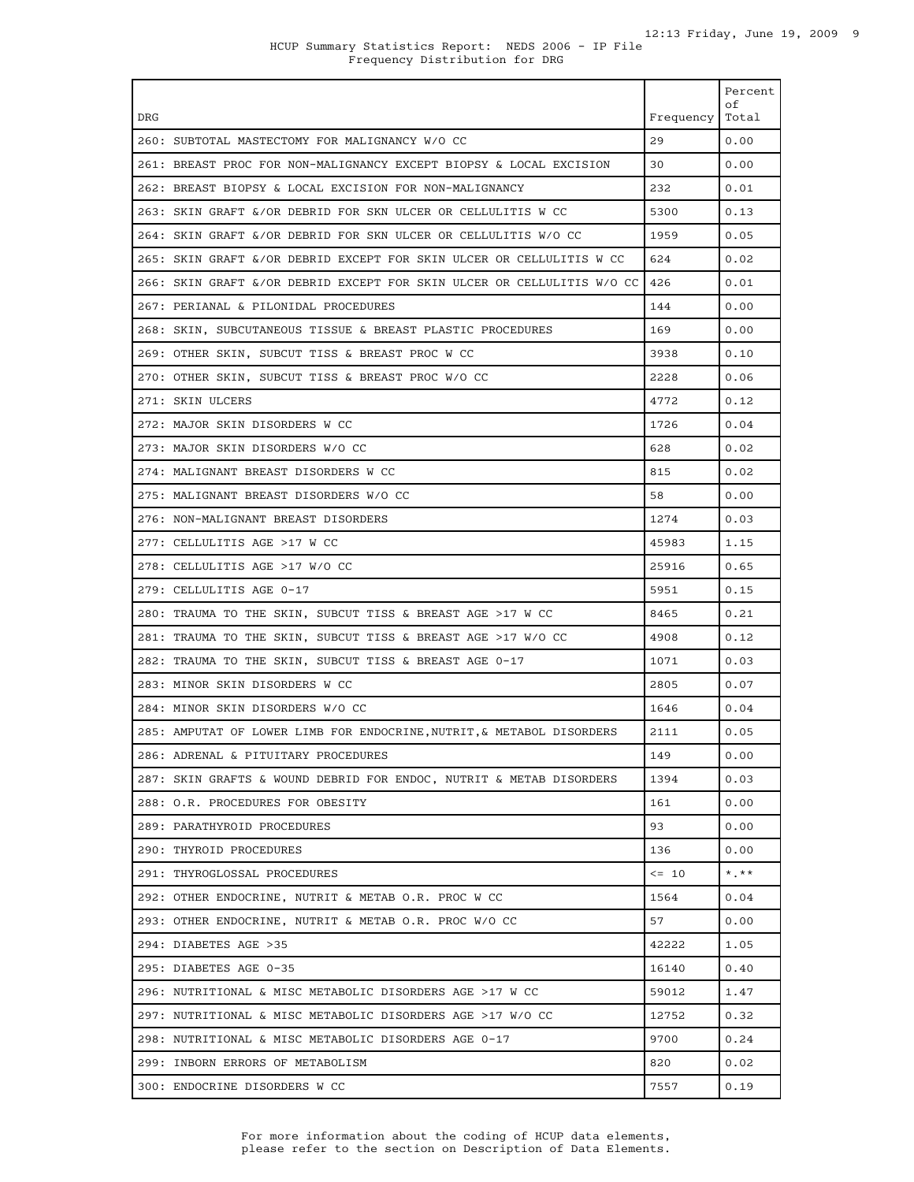HCUP Summary Statistics Report: NEDS 2006 - IP File
Frequency Distribution for DRG

| DRG | Frequency | Percent of Total |
|---|---|---|
| 260: SUBTOTAL MASTECTOMY FOR MALIGNANCY W/O CC | 29 | 0.00 |
| 261: BREAST PROC FOR NON-MALIGNANCY EXCEPT BIOPSY & LOCAL EXCISION | 30 | 0.00 |
| 262: BREAST BIOPSY & LOCAL EXCISION FOR NON-MALIGNANCY | 232 | 0.01 |
| 263: SKIN GRAFT &/OR DEBRID FOR SKN ULCER OR CELLULITIS W CC | 5300 | 0.13 |
| 264: SKIN GRAFT &/OR DEBRID FOR SKN ULCER OR CELLULITIS W/O CC | 1959 | 0.05 |
| 265: SKIN GRAFT &/OR DEBRID EXCEPT FOR SKIN ULCER OR CELLULITIS W CC | 624 | 0.02 |
| 266: SKIN GRAFT &/OR DEBRID EXCEPT FOR SKIN ULCER OR CELLULITIS W/O CC | 426 | 0.01 |
| 267: PERIANAL & PILONIDAL PROCEDURES | 144 | 0.00 |
| 268: SKIN, SUBCUTANEOUS TISSUE & BREAST PLASTIC PROCEDURES | 169 | 0.00 |
| 269: OTHER SKIN, SUBCUT TISS & BREAST PROC W CC | 3938 | 0.10 |
| 270: OTHER SKIN, SUBCUT TISS & BREAST PROC W/O CC | 2228 | 0.06 |
| 271: SKIN ULCERS | 4772 | 0.12 |
| 272: MAJOR SKIN DISORDERS W CC | 1726 | 0.04 |
| 273: MAJOR SKIN DISORDERS W/O CC | 628 | 0.02 |
| 274: MALIGNANT BREAST DISORDERS W CC | 815 | 0.02 |
| 275: MALIGNANT BREAST DISORDERS W/O CC | 58 | 0.00 |
| 276: NON-MALIGNANT BREAST DISORDERS | 1274 | 0.03 |
| 277: CELLULITIS AGE >17 W CC | 45983 | 1.15 |
| 278: CELLULITIS AGE >17 W/O CC | 25916 | 0.65 |
| 279: CELLULITIS AGE 0-17 | 5951 | 0.15 |
| 280: TRAUMA TO THE SKIN, SUBCUT TISS & BREAST AGE >17 W CC | 8465 | 0.21 |
| 281: TRAUMA TO THE SKIN, SUBCUT TISS & BREAST AGE >17 W/O CC | 4908 | 0.12 |
| 282: TRAUMA TO THE SKIN, SUBCUT TISS & BREAST AGE 0-17 | 1071 | 0.03 |
| 283: MINOR SKIN DISORDERS W CC | 2805 | 0.07 |
| 284: MINOR SKIN DISORDERS W/O CC | 1646 | 0.04 |
| 285: AMPUTAT OF LOWER LIMB FOR ENDOCRINE,NUTRIT,& METABOL DISORDERS | 2111 | 0.05 |
| 286: ADRENAL & PITUITARY PROCEDURES | 149 | 0.00 |
| 287: SKIN GRAFTS & WOUND DEBRID FOR ENDOC, NUTRIT & METAB DISORDERS | 1394 | 0.03 |
| 288: O.R. PROCEDURES FOR OBESITY | 161 | 0.00 |
| 289: PARATHYROID PROCEDURES | 93 | 0.00 |
| 290: THYROID PROCEDURES | 136 | 0.00 |
| 291: THYROGLOSSAL PROCEDURES | <= 10 | *.** |
| 292: OTHER ENDOCRINE, NUTRIT & METAB O.R. PROC W CC | 1564 | 0.04 |
| 293: OTHER ENDOCRINE, NUTRIT & METAB O.R. PROC W/O CC | 57 | 0.00 |
| 294: DIABETES AGE >35 | 42222 | 1.05 |
| 295: DIABETES AGE 0-35 | 16140 | 0.40 |
| 296: NUTRITIONAL & MISC METABOLIC DISORDERS AGE >17 W CC | 59012 | 1.47 |
| 297: NUTRITIONAL & MISC METABOLIC DISORDERS AGE >17 W/O CC | 12752 | 0.32 |
| 298: NUTRITIONAL & MISC METABOLIC DISORDERS AGE 0-17 | 9700 | 0.24 |
| 299: INBORN ERRORS OF METABOLISM | 820 | 0.02 |
| 300: ENDOCRINE DISORDERS W CC | 7557 | 0.19 |

For more information about the coding of HCUP data elements, please refer to the section on Description of Data Elements.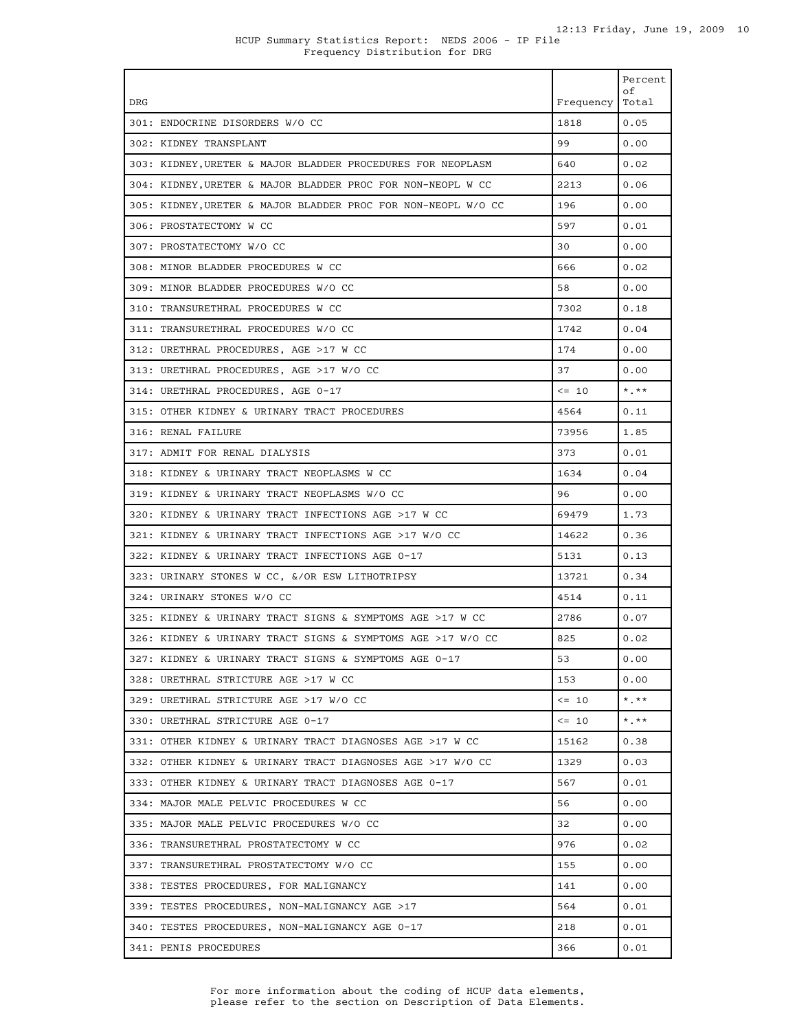HCUP Summary Statistics Report: NEDS 2006 - IP File
Frequency Distribution for DRG

| DRG | Frequency | Percent of Total |
|---|---|---|
| 301: ENDOCRINE DISORDERS W/O CC | 1818 | 0.05 |
| 302: KIDNEY TRANSPLANT | 99 | 0.00 |
| 303: KIDNEY,URETER & MAJOR BLADDER PROCEDURES FOR NEOPLASM | 640 | 0.02 |
| 304: KIDNEY,URETER & MAJOR BLADDER PROC FOR NON-NEOPL W CC | 2213 | 0.06 |
| 305: KIDNEY,URETER & MAJOR BLADDER PROC FOR NON-NEOPL W/O CC | 196 | 0.00 |
| 306: PROSTATECTOMY W CC | 597 | 0.01 |
| 307: PROSTATECTOMY W/O CC | 30 | 0.00 |
| 308: MINOR BLADDER PROCEDURES W CC | 666 | 0.02 |
| 309: MINOR BLADDER PROCEDURES W/O CC | 58 | 0.00 |
| 310: TRANSURETHRAL PROCEDURES W CC | 7302 | 0.18 |
| 311: TRANSURETHRAL PROCEDURES W/O CC | 1742 | 0.04 |
| 312: URETHRAL PROCEDURES, AGE >17 W CC | 174 | 0.00 |
| 313: URETHRAL PROCEDURES, AGE >17 W/O CC | 37 | 0.00 |
| 314: URETHRAL PROCEDURES, AGE 0-17 | <= 10 | *.** |
| 315: OTHER KIDNEY & URINARY TRACT PROCEDURES | 4564 | 0.11 |
| 316: RENAL FAILURE | 73956 | 1.85 |
| 317: ADMIT FOR RENAL DIALYSIS | 373 | 0.01 |
| 318: KIDNEY & URINARY TRACT NEOPLASMS W CC | 1634 | 0.04 |
| 319: KIDNEY & URINARY TRACT NEOPLASMS W/O CC | 96 | 0.00 |
| 320: KIDNEY & URINARY TRACT INFECTIONS AGE >17 W CC | 69479 | 1.73 |
| 321: KIDNEY & URINARY TRACT INFECTIONS AGE >17 W/O CC | 14622 | 0.36 |
| 322: KIDNEY & URINARY TRACT INFECTIONS AGE 0-17 | 5131 | 0.13 |
| 323: URINARY STONES W CC, &/OR ESW LITHOTRIPSY | 13721 | 0.34 |
| 324: URINARY STONES W/O CC | 4514 | 0.11 |
| 325: KIDNEY & URINARY TRACT SIGNS & SYMPTOMS AGE >17 W CC | 2786 | 0.07 |
| 326: KIDNEY & URINARY TRACT SIGNS & SYMPTOMS AGE >17 W/O CC | 825 | 0.02 |
| 327: KIDNEY & URINARY TRACT SIGNS & SYMPTOMS AGE 0-17 | 53 | 0.00 |
| 328: URETHRAL STRICTURE AGE >17 W CC | 153 | 0.00 |
| 329: URETHRAL STRICTURE AGE >17 W/O CC | <= 10 | *.** |
| 330: URETHRAL STRICTURE AGE 0-17 | <= 10 | *.** |
| 331: OTHER KIDNEY & URINARY TRACT DIAGNOSES AGE >17 W CC | 15162 | 0.38 |
| 332: OTHER KIDNEY & URINARY TRACT DIAGNOSES AGE >17 W/O CC | 1329 | 0.03 |
| 333: OTHER KIDNEY & URINARY TRACT DIAGNOSES AGE 0-17 | 567 | 0.01 |
| 334: MAJOR MALE PELVIC PROCEDURES W CC | 56 | 0.00 |
| 335: MAJOR MALE PELVIC PROCEDURES W/O CC | 32 | 0.00 |
| 336: TRANSURETHRAL PROSTATECTOMY W CC | 976 | 0.02 |
| 337: TRANSURETHRAL PROSTATECTOMY W/O CC | 155 | 0.00 |
| 338: TESTES PROCEDURES, FOR MALIGNANCY | 141 | 0.00 |
| 339: TESTES PROCEDURES, NON-MALIGNANCY AGE >17 | 564 | 0.01 |
| 340: TESTES PROCEDURES, NON-MALIGNANCY AGE 0-17 | 218 | 0.01 |
| 341: PENIS PROCEDURES | 366 | 0.01 |

For more information about the coding of HCUP data elements, please refer to the section on Description of Data Elements.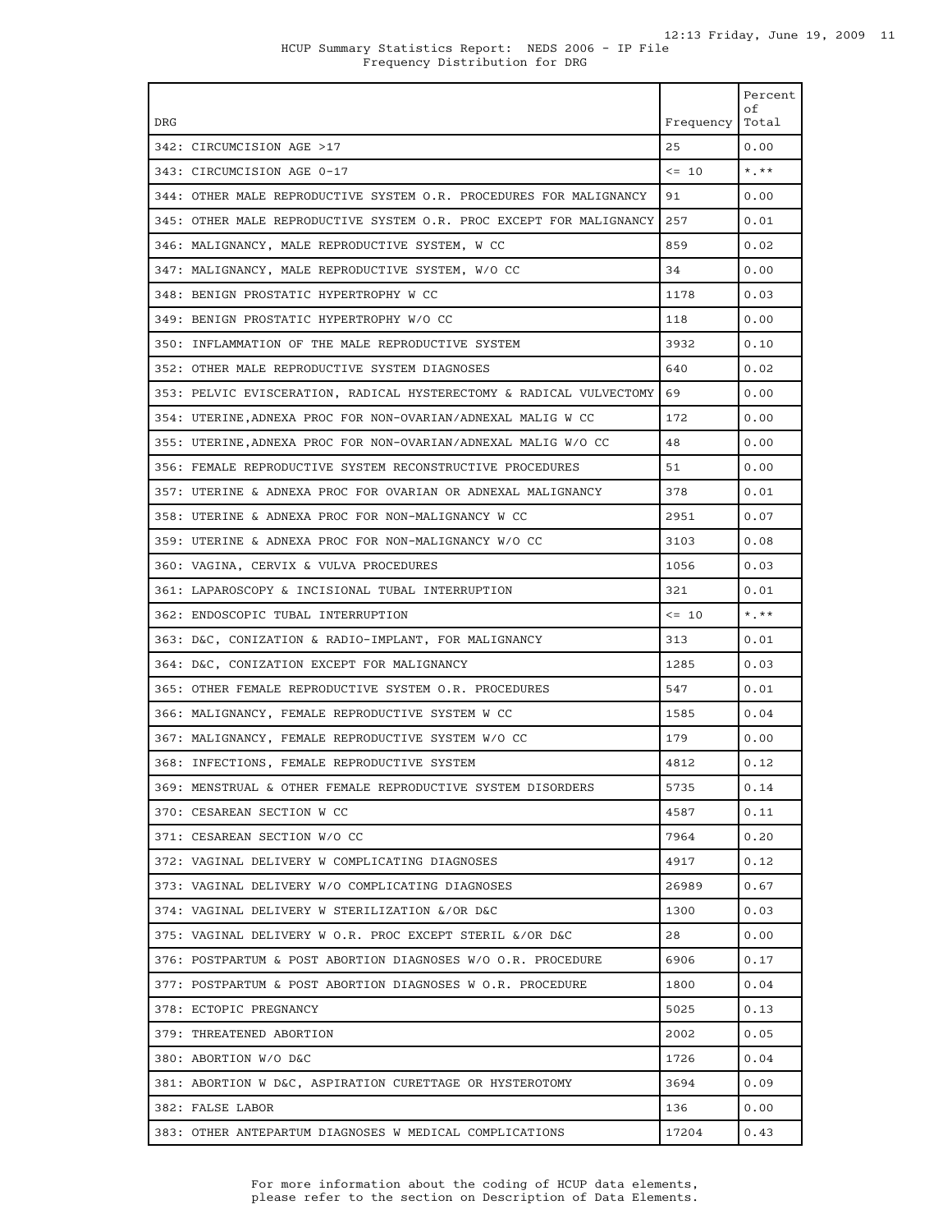HCUP Summary Statistics Report: NEDS 2006 - IP File
Frequency Distribution for DRG

| DRG | Frequency | Percent of Total |
|---|---|---|
| 342: CIRCUMCISION AGE >17 | 25 | 0.00 |
| 343: CIRCUMCISION AGE 0-17 | <= 10 | *.** |
| 344: OTHER MALE REPRODUCTIVE SYSTEM O.R. PROCEDURES FOR MALIGNANCY | 91 | 0.00 |
| 345: OTHER MALE REPRODUCTIVE SYSTEM O.R. PROC EXCEPT FOR MALIGNANCY | 257 | 0.01 |
| 346: MALIGNANCY, MALE REPRODUCTIVE SYSTEM, W CC | 859 | 0.02 |
| 347: MALIGNANCY, MALE REPRODUCTIVE SYSTEM, W/O CC | 34 | 0.00 |
| 348: BENIGN PROSTATIC HYPERTROPHY W CC | 1178 | 0.03 |
| 349: BENIGN PROSTATIC HYPERTROPHY W/O CC | 118 | 0.00 |
| 350: INFLAMMATION OF THE MALE REPRODUCTIVE SYSTEM | 3932 | 0.10 |
| 352: OTHER MALE REPRODUCTIVE SYSTEM DIAGNOSES | 640 | 0.02 |
| 353: PELVIC EVISCERATION, RADICAL HYSTERECTOMY & RADICAL VULVECTOMY | 69 | 0.00 |
| 354: UTERINE,ADNEXA PROC FOR NON-OVARIAN/ADNEXAL MALIG W CC | 172 | 0.00 |
| 355: UTERINE,ADNEXA PROC FOR NON-OVARIAN/ADNEXAL MALIG W/O CC | 48 | 0.00 |
| 356: FEMALE REPRODUCTIVE SYSTEM RECONSTRUCTIVE PROCEDURES | 51 | 0.00 |
| 357: UTERINE & ADNEXA PROC FOR OVARIAN OR ADNEXAL MALIGNANCY | 378 | 0.01 |
| 358: UTERINE & ADNEXA PROC FOR NON-MALIGNANCY W CC | 2951 | 0.07 |
| 359: UTERINE & ADNEXA PROC FOR NON-MALIGNANCY W/O CC | 3103 | 0.08 |
| 360: VAGINA, CERVIX & VULVA PROCEDURES | 1056 | 0.03 |
| 361: LAPAROSCOPY & INCISIONAL TUBAL INTERRUPTION | 321 | 0.01 |
| 362: ENDOSCOPIC TUBAL INTERRUPTION | <= 10 | *.** |
| 363: D&C, CONIZATION & RADIO-IMPLANT, FOR MALIGNANCY | 313 | 0.01 |
| 364: D&C, CONIZATION EXCEPT FOR MALIGNANCY | 1285 | 0.03 |
| 365: OTHER FEMALE REPRODUCTIVE SYSTEM O.R. PROCEDURES | 547 | 0.01 |
| 366: MALIGNANCY, FEMALE REPRODUCTIVE SYSTEM W CC | 1585 | 0.04 |
| 367: MALIGNANCY, FEMALE REPRODUCTIVE SYSTEM W/O CC | 179 | 0.00 |
| 368: INFECTIONS, FEMALE REPRODUCTIVE SYSTEM | 4812 | 0.12 |
| 369: MENSTRUAL & OTHER FEMALE REPRODUCTIVE SYSTEM DISORDERS | 5735 | 0.14 |
| 370: CESAREAN SECTION W CC | 4587 | 0.11 |
| 371: CESAREAN SECTION W/O CC | 7964 | 0.20 |
| 372: VAGINAL DELIVERY W COMPLICATING DIAGNOSES | 4917 | 0.12 |
| 373: VAGINAL DELIVERY W/O COMPLICATING DIAGNOSES | 26989 | 0.67 |
| 374: VAGINAL DELIVERY W STERILIZATION &/OR D&C | 1300 | 0.03 |
| 375: VAGINAL DELIVERY W O.R. PROC EXCEPT STERIL &/OR D&C | 28 | 0.00 |
| 376: POSTPARTUM & POST ABORTION DIAGNOSES W/O O.R. PROCEDURE | 6906 | 0.17 |
| 377: POSTPARTUM & POST ABORTION DIAGNOSES W O.R. PROCEDURE | 1800 | 0.04 |
| 378: ECTOPIC PREGNANCY | 5025 | 0.13 |
| 379: THREATENED ABORTION | 2002 | 0.05 |
| 380: ABORTION W/O D&C | 1726 | 0.04 |
| 381: ABORTION W D&C, ASPIRATION CURETTAGE OR HYSTEROTOMY | 3694 | 0.09 |
| 382: FALSE LABOR | 136 | 0.00 |
| 383: OTHER ANTEPARTUM DIAGNOSES W MEDICAL COMPLICATIONS | 17204 | 0.43 |

For more information about the coding of HCUP data elements, please refer to the section on Description of Data Elements.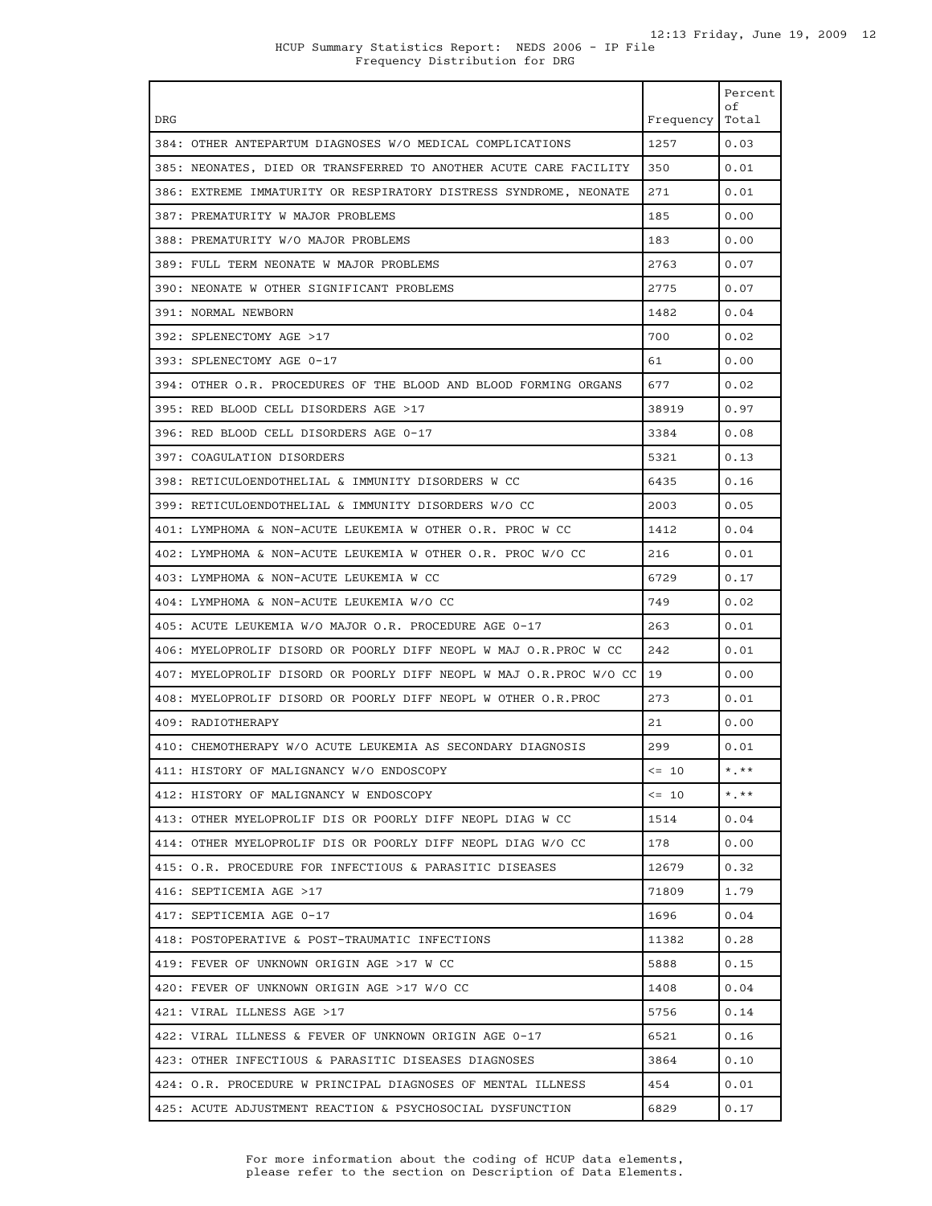HCUP Summary Statistics Report: NEDS 2006 - IP File
Frequency Distribution for DRG

| DRG | Frequency | Percent of Total |
|---|---|---|
| 384: OTHER ANTEPARTUM DIAGNOSES W/O MEDICAL COMPLICATIONS | 1257 | 0.03 |
| 385: NEONATES, DIED OR TRANSFERRED TO ANOTHER ACUTE CARE FACILITY | 350 | 0.01 |
| 386: EXTREME IMMATURITY OR RESPIRATORY DISTRESS SYNDROME, NEONATE | 271 | 0.01 |
| 387: PREMATURITY W MAJOR PROBLEMS | 185 | 0.00 |
| 388: PREMATURITY W/O MAJOR PROBLEMS | 183 | 0.00 |
| 389: FULL TERM NEONATE W MAJOR PROBLEMS | 2763 | 0.07 |
| 390: NEONATE W OTHER SIGNIFICANT PROBLEMS | 2775 | 0.07 |
| 391: NORMAL NEWBORN | 1482 | 0.04 |
| 392: SPLENECTOMY AGE >17 | 700 | 0.02 |
| 393: SPLENECTOMY AGE 0-17 | 61 | 0.00 |
| 394: OTHER O.R. PROCEDURES OF THE BLOOD AND BLOOD FORMING ORGANS | 677 | 0.02 |
| 395: RED BLOOD CELL DISORDERS AGE >17 | 38919 | 0.97 |
| 396: RED BLOOD CELL DISORDERS AGE 0-17 | 3384 | 0.08 |
| 397: COAGULATION DISORDERS | 5321 | 0.13 |
| 398: RETICULOENDOTHELIAL & IMMUNITY DISORDERS W CC | 6435 | 0.16 |
| 399: RETICULOENDOTHELIAL & IMMUNITY DISORDERS W/O CC | 2003 | 0.05 |
| 401: LYMPHOMA & NON-ACUTE LEUKEMIA W OTHER O.R. PROC W CC | 1412 | 0.04 |
| 402: LYMPHOMA & NON-ACUTE LEUKEMIA W OTHER O.R. PROC W/O CC | 216 | 0.01 |
| 403: LYMPHOMA & NON-ACUTE LEUKEMIA W CC | 6729 | 0.17 |
| 404: LYMPHOMA & NON-ACUTE LEUKEMIA W/O CC | 749 | 0.02 |
| 405: ACUTE LEUKEMIA W/O MAJOR O.R. PROCEDURE AGE 0-17 | 263 | 0.01 |
| 406: MYELOPROLIF DISORD OR POORLY DIFF NEOPL W MAJ O.R.PROC W CC | 242 | 0.01 |
| 407: MYELOPROLIF DISORD OR POORLY DIFF NEOPL W MAJ O.R.PROC W/O CC | 19 | 0.00 |
| 408: MYELOPROLIF DISORD OR POORLY DIFF NEOPL W OTHER O.R.PROC | 273 | 0.01 |
| 409: RADIOTHERAPY | 21 | 0.00 |
| 410: CHEMOTHERAPY W/O ACUTE LEUKEMIA AS SECONDARY DIAGNOSIS | 299 | 0.01 |
| 411: HISTORY OF MALIGNANCY W/O ENDOSCOPY | <= 10 | *.** |
| 412: HISTORY OF MALIGNANCY W ENDOSCOPY | <= 10 | *.** |
| 413: OTHER MYELOPROLIF DIS OR POORLY DIFF NEOPL DIAG W CC | 1514 | 0.04 |
| 414: OTHER MYELOPROLIF DIS OR POORLY DIFF NEOPL DIAG W/O CC | 178 | 0.00 |
| 415: O.R. PROCEDURE FOR INFECTIOUS & PARASITIC DISEASES | 12679 | 0.32 |
| 416: SEPTICEMIA AGE >17 | 71809 | 1.79 |
| 417: SEPTICEMIA AGE 0-17 | 1696 | 0.04 |
| 418: POSTOPERATIVE & POST-TRAUMATIC INFECTIONS | 11382 | 0.28 |
| 419: FEVER OF UNKNOWN ORIGIN AGE >17 W CC | 5888 | 0.15 |
| 420: FEVER OF UNKNOWN ORIGIN AGE >17 W/O CC | 1408 | 0.04 |
| 421: VIRAL ILLNESS AGE >17 | 5756 | 0.14 |
| 422: VIRAL ILLNESS & FEVER OF UNKNOWN ORIGIN AGE 0-17 | 6521 | 0.16 |
| 423: OTHER INFECTIOUS & PARASITIC DISEASES DIAGNOSES | 3864 | 0.10 |
| 424: O.R. PROCEDURE W PRINCIPAL DIAGNOSES OF MENTAL ILLNESS | 454 | 0.01 |
| 425: ACUTE ADJUSTMENT REACTION & PSYCHOSOCIAL DYSFUNCTION | 6829 | 0.17 |

For more information about the coding of HCUP data elements, please refer to the section on Description of Data Elements.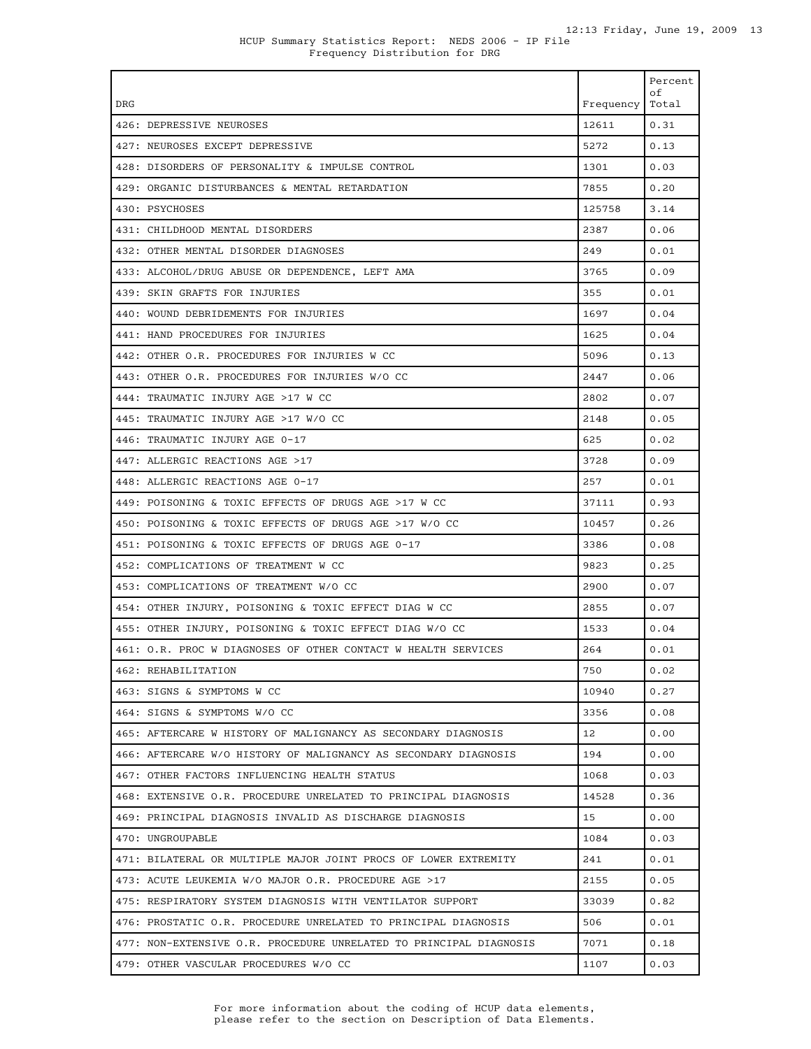HCUP Summary Statistics Report: NEDS 2006 - IP File
Frequency Distribution for DRG

| DRG | Frequency | Percent of Total |
|---|---|---|
| 426: DEPRESSIVE NEUROSES | 12611 | 0.31 |
| 427: NEUROSES EXCEPT DEPRESSIVE | 5272 | 0.13 |
| 428: DISORDERS OF PERSONALITY & IMPULSE CONTROL | 1301 | 0.03 |
| 429: ORGANIC DISTURBANCES & MENTAL RETARDATION | 7855 | 0.20 |
| 430: PSYCHOSES | 125758 | 3.14 |
| 431: CHILDHOOD MENTAL DISORDERS | 2387 | 0.06 |
| 432: OTHER MENTAL DISORDER DIAGNOSES | 249 | 0.01 |
| 433: ALCOHOL/DRUG ABUSE OR DEPENDENCE, LEFT AMA | 3765 | 0.09 |
| 439: SKIN GRAFTS FOR INJURIES | 355 | 0.01 |
| 440: WOUND DEBRIDEMENTS FOR INJURIES | 1697 | 0.04 |
| 441: HAND PROCEDURES FOR INJURIES | 1625 | 0.04 |
| 442: OTHER O.R. PROCEDURES FOR INJURIES W CC | 5096 | 0.13 |
| 443: OTHER O.R. PROCEDURES FOR INJURIES W/O CC | 2447 | 0.06 |
| 444: TRAUMATIC INJURY AGE >17 W CC | 2802 | 0.07 |
| 445: TRAUMATIC INJURY AGE >17 W/O CC | 2148 | 0.05 |
| 446: TRAUMATIC INJURY AGE 0-17 | 625 | 0.02 |
| 447: ALLERGIC REACTIONS AGE >17 | 3728 | 0.09 |
| 448: ALLERGIC REACTIONS AGE 0-17 | 257 | 0.01 |
| 449: POISONING & TOXIC EFFECTS OF DRUGS AGE >17 W CC | 37111 | 0.93 |
| 450: POISONING & TOXIC EFFECTS OF DRUGS AGE >17 W/O CC | 10457 | 0.26 |
| 451: POISONING & TOXIC EFFECTS OF DRUGS AGE 0-17 | 3386 | 0.08 |
| 452: COMPLICATIONS OF TREATMENT W CC | 9823 | 0.25 |
| 453: COMPLICATIONS OF TREATMENT W/O CC | 2900 | 0.07 |
| 454: OTHER INJURY, POISONING & TOXIC EFFECT DIAG W CC | 2855 | 0.07 |
| 455: OTHER INJURY, POISONING & TOXIC EFFECT DIAG W/O CC | 1533 | 0.04 |
| 461: O.R. PROC W DIAGNOSES OF OTHER CONTACT W HEALTH SERVICES | 264 | 0.01 |
| 462: REHABILITATION | 750 | 0.02 |
| 463: SIGNS & SYMPTOMS W CC | 10940 | 0.27 |
| 464: SIGNS & SYMPTOMS W/O CC | 3356 | 0.08 |
| 465: AFTERCARE W HISTORY OF MALIGNANCY AS SECONDARY DIAGNOSIS | 12 | 0.00 |
| 466: AFTERCARE W/O HISTORY OF MALIGNANCY AS SECONDARY DIAGNOSIS | 194 | 0.00 |
| 467: OTHER FACTORS INFLUENCING HEALTH STATUS | 1068 | 0.03 |
| 468: EXTENSIVE O.R. PROCEDURE UNRELATED TO PRINCIPAL DIAGNOSIS | 14528 | 0.36 |
| 469: PRINCIPAL DIAGNOSIS INVALID AS DISCHARGE DIAGNOSIS | 15 | 0.00 |
| 470: UNGROUPABLE | 1084 | 0.03 |
| 471: BILATERAL OR MULTIPLE MAJOR JOINT PROCS OF LOWER EXTREMITY | 241 | 0.01 |
| 473: ACUTE LEUKEMIA W/O MAJOR O.R. PROCEDURE AGE >17 | 2155 | 0.05 |
| 475: RESPIRATORY SYSTEM DIAGNOSIS WITH VENTILATOR SUPPORT | 33039 | 0.82 |
| 476: PROSTATIC O.R. PROCEDURE UNRELATED TO PRINCIPAL DIAGNOSIS | 506 | 0.01 |
| 477: NON-EXTENSIVE O.R. PROCEDURE UNRELATED TO PRINCIPAL DIAGNOSIS | 7071 | 0.18 |
| 479: OTHER VASCULAR PROCEDURES W/O CC | 1107 | 0.03 |

For more information about the coding of HCUP data elements, please refer to the section on Description of Data Elements.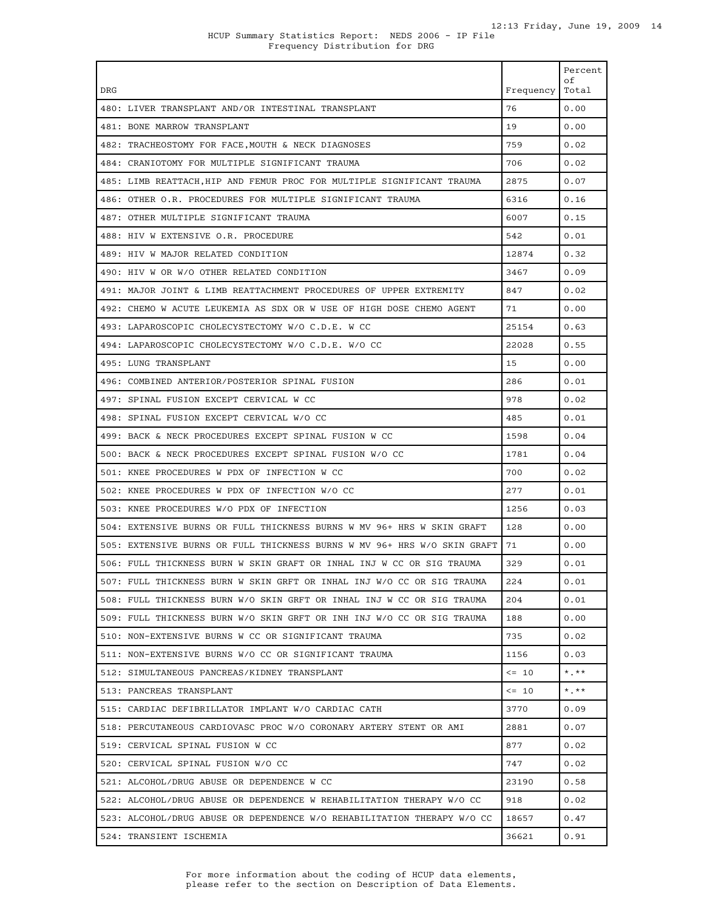HCUP Summary Statistics Report: NEDS 2006 - IP File
Frequency Distribution for DRG

| DRG | Frequency | Percent of Total |
|---|---|---|
| 480: LIVER TRANSPLANT AND/OR INTESTINAL TRANSPLANT | 76 | 0.00 |
| 481: BONE MARROW TRANSPLANT | 19 | 0.00 |
| 482: TRACHEOSTOMY FOR FACE,MOUTH & NECK DIAGNOSES | 759 | 0.02 |
| 484: CRANIOTOMY FOR MULTIPLE SIGNIFICANT TRAUMA | 706 | 0.02 |
| 485: LIMB REATTACH,HIP AND FEMUR PROC FOR MULTIPLE SIGNIFICANT TRAUMA | 2875 | 0.07 |
| 486: OTHER O.R. PROCEDURES FOR MULTIPLE SIGNIFICANT TRAUMA | 6316 | 0.16 |
| 487: OTHER MULTIPLE SIGNIFICANT TRAUMA | 6007 | 0.15 |
| 488: HIV W EXTENSIVE O.R. PROCEDURE | 542 | 0.01 |
| 489: HIV W MAJOR RELATED CONDITION | 12874 | 0.32 |
| 490: HIV W OR W/O OTHER RELATED CONDITION | 3467 | 0.09 |
| 491: MAJOR JOINT & LIMB REATTACHMENT PROCEDURES OF UPPER EXTREMITY | 847 | 0.02 |
| 492: CHEMO W ACUTE LEUKEMIA AS SDX OR W USE OF HIGH DOSE CHEMO AGENT | 71 | 0.00 |
| 493: LAPAROSCOPIC CHOLECYSTECTOMY W/O C.D.E. W CC | 25154 | 0.63 |
| 494: LAPAROSCOPIC CHOLECYSTECTOMY W/O C.D.E. W/O CC | 22028 | 0.55 |
| 495: LUNG TRANSPLANT | 15 | 0.00 |
| 496: COMBINED ANTERIOR/POSTERIOR SPINAL FUSION | 286 | 0.01 |
| 497: SPINAL FUSION EXCEPT CERVICAL W CC | 978 | 0.02 |
| 498: SPINAL FUSION EXCEPT CERVICAL W/O CC | 485 | 0.01 |
| 499: BACK & NECK PROCEDURES EXCEPT SPINAL FUSION W CC | 1598 | 0.04 |
| 500: BACK & NECK PROCEDURES EXCEPT SPINAL FUSION W/O CC | 1781 | 0.04 |
| 501: KNEE PROCEDURES W PDX OF INFECTION W CC | 700 | 0.02 |
| 502: KNEE PROCEDURES W PDX OF INFECTION W/O CC | 277 | 0.01 |
| 503: KNEE PROCEDURES W/O PDX OF INFECTION | 1256 | 0.03 |
| 504: EXTENSIVE BURNS OR FULL THICKNESS BURNS W MV 96+ HRS W SKIN GRAFT | 128 | 0.00 |
| 505: EXTENSIVE BURNS OR FULL THICKNESS BURNS W MV 96+ HRS W/O SKIN GRAFT | 71 | 0.00 |
| 506: FULL THICKNESS BURN W SKIN GRAFT OR INHAL INJ W CC OR SIG TRAUMA | 329 | 0.01 |
| 507: FULL THICKNESS BURN W SKIN GRFT OR INHAL INJ W/O CC OR SIG TRAUMA | 224 | 0.01 |
| 508: FULL THICKNESS BURN W/O SKIN GRFT OR INHAL INJ W CC OR SIG TRAUMA | 204 | 0.01 |
| 509: FULL THICKNESS BURN W/O SKIN GRFT OR INH INJ W/O CC OR SIG TRAUMA | 188 | 0.00 |
| 510: NON-EXTENSIVE BURNS W CC OR SIGNIFICANT TRAUMA | 735 | 0.02 |
| 511: NON-EXTENSIVE BURNS W/O CC OR SIGNIFICANT TRAUMA | 1156 | 0.03 |
| 512: SIMULTANEOUS PANCREAS/KIDNEY TRANSPLANT | <= 10 | *.** |
| 513: PANCREAS TRANSPLANT | <= 10 | *.** |
| 515: CARDIAC DEFIBRILLATOR IMPLANT W/O CARDIAC CATH | 3770 | 0.09 |
| 518: PERCUTANEOUS CARDIOVASC PROC W/O CORONARY ARTERY STENT OR AMI | 2881 | 0.07 |
| 519: CERVICAL SPINAL FUSION W CC | 877 | 0.02 |
| 520: CERVICAL SPINAL FUSION W/O CC | 747 | 0.02 |
| 521: ALCOHOL/DRUG ABUSE OR DEPENDENCE W CC | 23190 | 0.58 |
| 522: ALCOHOL/DRUG ABUSE OR DEPENDENCE W REHABILITATION THERAPY W/O CC | 918 | 0.02 |
| 523: ALCOHOL/DRUG ABUSE OR DEPENDENCE W/O REHABILITATION THERAPY W/O CC | 18657 | 0.47 |
| 524: TRANSIENT ISCHEMIA | 36621 | 0.91 |

For more information about the coding of HCUP data elements, please refer to the section on Description of Data Elements.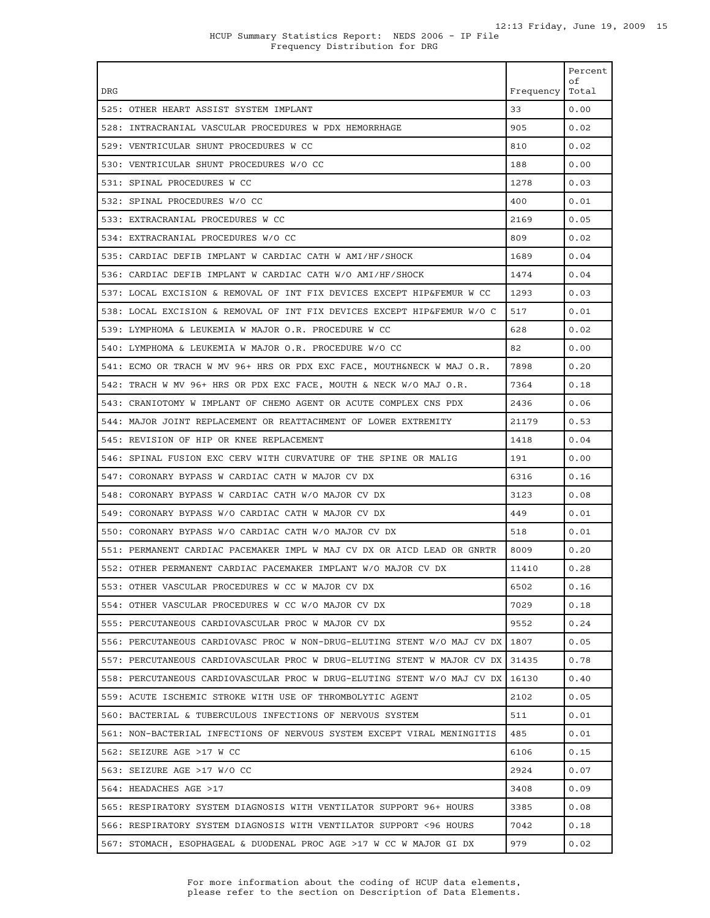HCUP Summary Statistics Report: NEDS 2006 - IP File
Frequency Distribution for DRG

| DRG | Frequency | Percent of Total |
|---|---|---|
| 525: OTHER HEART ASSIST SYSTEM IMPLANT | 33 | 0.00 |
| 528: INTRACRANIAL VASCULAR PROCEDURES W PDX HEMORRHAGE | 905 | 0.02 |
| 529: VENTRICULAR SHUNT PROCEDURES W CC | 810 | 0.02 |
| 530: VENTRICULAR SHUNT PROCEDURES W/O CC | 188 | 0.00 |
| 531: SPINAL PROCEDURES W CC | 1278 | 0.03 |
| 532: SPINAL PROCEDURES W/O CC | 400 | 0.01 |
| 533: EXTRACRANIAL PROCEDURES W CC | 2169 | 0.05 |
| 534: EXTRACRANIAL PROCEDURES W/O CC | 809 | 0.02 |
| 535: CARDIAC DEFIB IMPLANT W CARDIAC CATH W AMI/HF/SHOCK | 1689 | 0.04 |
| 536: CARDIAC DEFIB IMPLANT W CARDIAC CATH W/O AMI/HF/SHOCK | 1474 | 0.04 |
| 537: LOCAL EXCISION & REMOVAL OF INT FIX DEVICES EXCEPT HIP&FEMUR W CC | 1293 | 0.03 |
| 538: LOCAL EXCISION & REMOVAL OF INT FIX DEVICES EXCEPT HIP&FEMUR W/O C | 517 | 0.01 |
| 539: LYMPHOMA & LEUKEMIA W MAJOR O.R. PROCEDURE W CC | 628 | 0.02 |
| 540: LYMPHOMA & LEUKEMIA W MAJOR O.R. PROCEDURE W/O CC | 82 | 0.00 |
| 541: ECMO OR TRACH W MV 96+ HRS OR PDX EXC FACE, MOUTH&NECK W MAJ O.R. | 7898 | 0.20 |
| 542: TRACH W MV 96+ HRS OR PDX EXC FACE, MOUTH & NECK W/O MAJ O.R. | 7364 | 0.18 |
| 543: CRANIOTOMY W IMPLANT OF CHEMO AGENT OR ACUTE COMPLEX CNS PDX | 2436 | 0.06 |
| 544: MAJOR JOINT REPLACEMENT OR REATTACHMENT OF LOWER EXTREMITY | 21179 | 0.53 |
| 545: REVISION OF HIP OR KNEE REPLACEMENT | 1418 | 0.04 |
| 546: SPINAL FUSION EXC CERV WITH CURVATURE OF THE SPINE OR MALIG | 191 | 0.00 |
| 547: CORONARY BYPASS W CARDIAC CATH W MAJOR CV DX | 6316 | 0.16 |
| 548: CORONARY BYPASS W CARDIAC CATH W/O MAJOR CV DX | 3123 | 0.08 |
| 549: CORONARY BYPASS W/O CARDIAC CATH W MAJOR CV DX | 449 | 0.01 |
| 550: CORONARY BYPASS W/O CARDIAC CATH W/O MAJOR CV DX | 518 | 0.01 |
| 551: PERMANENT CARDIAC PACEMAKER IMPL W MAJ CV DX OR AICD LEAD OR GNRTR | 8009 | 0.20 |
| 552: OTHER PERMANENT CARDIAC PACEMAKER IMPLANT W/O MAJOR CV DX | 11410 | 0.28 |
| 553: OTHER VASCULAR PROCEDURES W CC W MAJOR CV DX | 6502 | 0.16 |
| 554: OTHER VASCULAR PROCEDURES W CC W/O MAJOR CV DX | 7029 | 0.18 |
| 555: PERCUTANEOUS CARDIOVASCULAR PROC W MAJOR CV DX | 9552 | 0.24 |
| 556: PERCUTANEOUS CARDIOVASC PROC W NON-DRUG-ELUTING STENT W/O MAJ CV DX | 1807 | 0.05 |
| 557: PERCUTANEOUS CARDIOVASCULAR PROC W DRUG-ELUTING STENT W MAJOR CV DX | 31435 | 0.78 |
| 558: PERCUTANEOUS CARDIOVASCULAR PROC W DRUG-ELUTING STENT W/O MAJ CV DX | 16130 | 0.40 |
| 559: ACUTE ISCHEMIC STROKE WITH USE OF THROMBOLYTIC AGENT | 2102 | 0.05 |
| 560: BACTERIAL & TUBERCULOUS INFECTIONS OF NERVOUS SYSTEM | 511 | 0.01 |
| 561: NON-BACTERIAL INFECTIONS OF NERVOUS SYSTEM EXCEPT VIRAL MENINGITIS | 485 | 0.01 |
| 562: SEIZURE AGE >17 W CC | 6106 | 0.15 |
| 563: SEIZURE AGE >17 W/O CC | 2924 | 0.07 |
| 564: HEADACHES AGE >17 | 3408 | 0.09 |
| 565: RESPIRATORY SYSTEM DIAGNOSIS WITH VENTILATOR SUPPORT 96+ HOURS | 3385 | 0.08 |
| 566: RESPIRATORY SYSTEM DIAGNOSIS WITH VENTILATOR SUPPORT <96 HOURS | 7042 | 0.18 |
| 567: STOMACH, ESOPHAGEAL & DUODENAL PROC AGE >17 W CC W MAJOR GI DX | 979 | 0.02 |

For more information about the coding of HCUP data elements, please refer to the section on Description of Data Elements.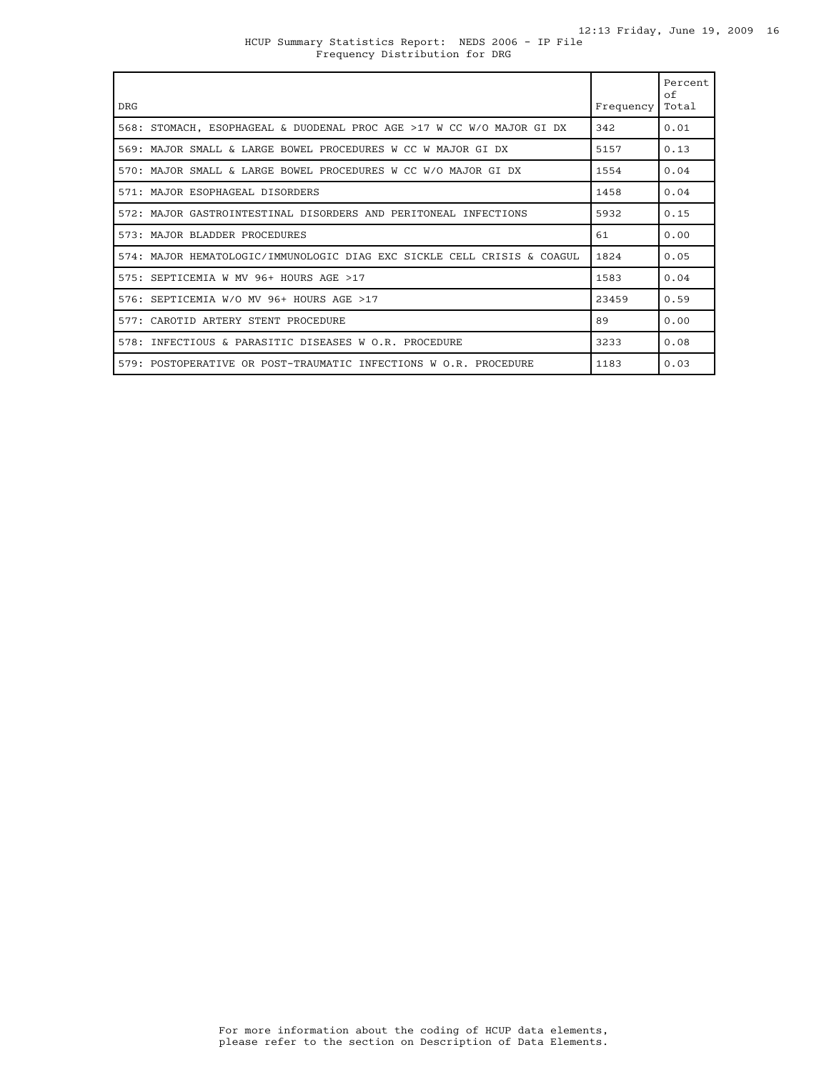HCUP Summary Statistics Report: NEDS 2006 - IP File
Frequency Distribution for DRG

| DRG | Frequency | Percent of Total |
| --- | --- | --- |
| 568: STOMACH, ESOPHAGEAL & DUODENAL PROC AGE >17 W CC W/O MAJOR GI DX | 342 | 0.01 |
| 569: MAJOR SMALL & LARGE BOWEL PROCEDURES W CC W MAJOR GI DX | 5157 | 0.13 |
| 570: MAJOR SMALL & LARGE BOWEL PROCEDURES W CC W/O MAJOR GI DX | 1554 | 0.04 |
| 571: MAJOR ESOPHAGEAL DISORDERS | 1458 | 0.04 |
| 572: MAJOR GASTROINTESTINAL DISORDERS AND PERITONEAL INFECTIONS | 5932 | 0.15 |
| 573: MAJOR BLADDER PROCEDURES | 61 | 0.00 |
| 574: MAJOR HEMATOLOGIC/IMMUNOLOGIC DIAG EXC SICKLE CELL CRISIS & COAGUL | 1824 | 0.05 |
| 575: SEPTICEMIA W MV 96+ HOURS AGE >17 | 1583 | 0.04 |
| 576: SEPTICEMIA W/O MV 96+ HOURS AGE >17 | 23459 | 0.59 |
| 577: CAROTID ARTERY STENT PROCEDURE | 89 | 0.00 |
| 578: INFECTIOUS & PARASITIC DISEASES W O.R. PROCEDURE | 3233 | 0.08 |
| 579: POSTOPERATIVE OR POST-TRAUMATIC INFECTIONS W O.R. PROCEDURE | 1183 | 0.03 |

For more information about the coding of HCUP data elements, please refer to the section on Description of Data Elements.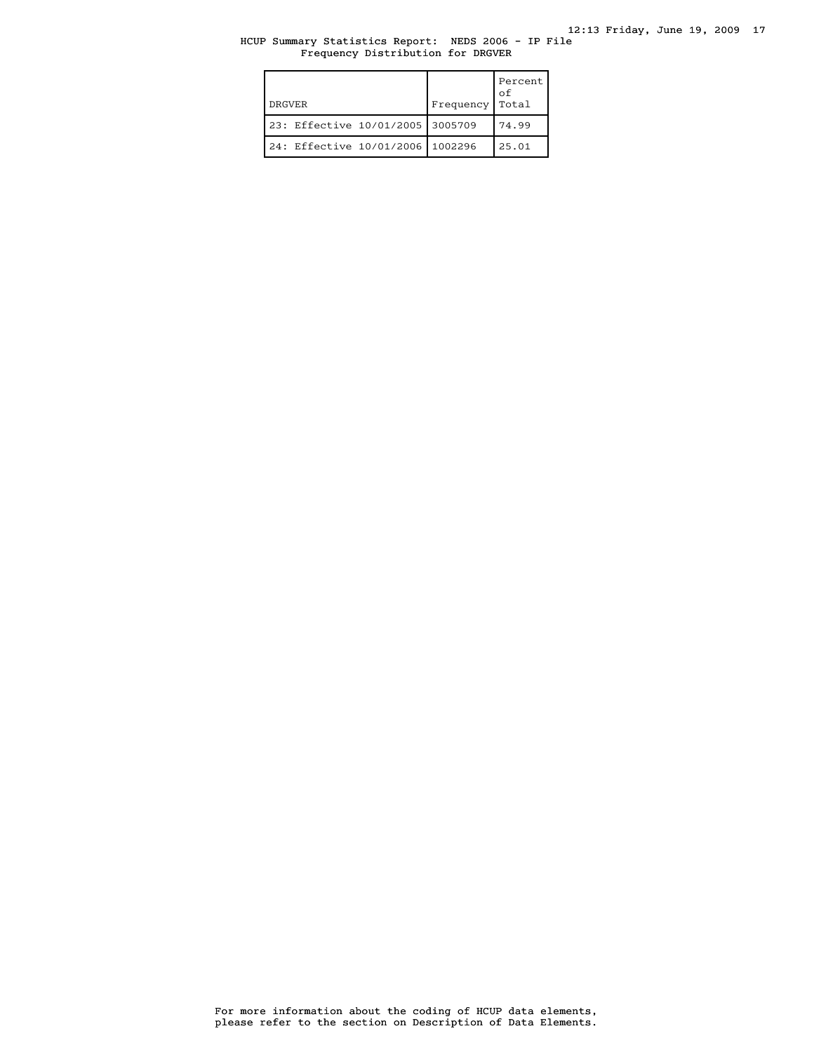HCUP Summary Statistics Report: NEDS 2006 - IP File
Frequency Distribution for DRGVER

| DRGVER | Frequency | Percent of Total |
|---|---|---|
| 23: Effective 10/01/2005 | 3005709 | 74.99 |
| 24: Effective 10/01/2006 | 1002296 | 25.01 |

For more information about the coding of HCUP data elements, please refer to the section on Description of Data Elements.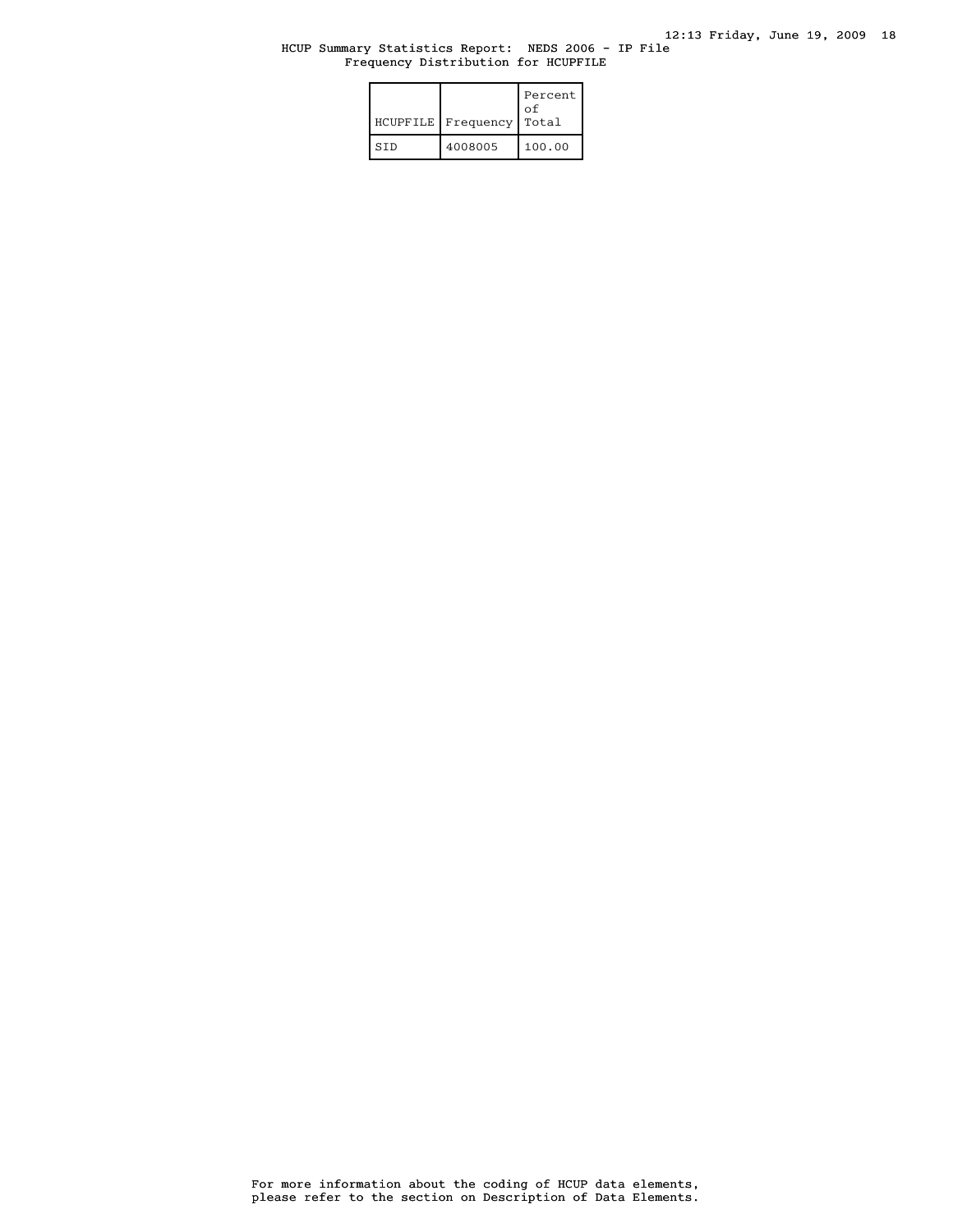HCUP Summary Statistics Report: NEDS 2006 - IP File
Frequency Distribution for HCUPFILE

| HCUPFILE | Frequency | Percent of Total |
| --- | --- | --- |
| SID | 4008005 | 100.00 |

For more information about the coding of HCUP data elements, please refer to the section on Description of Data Elements.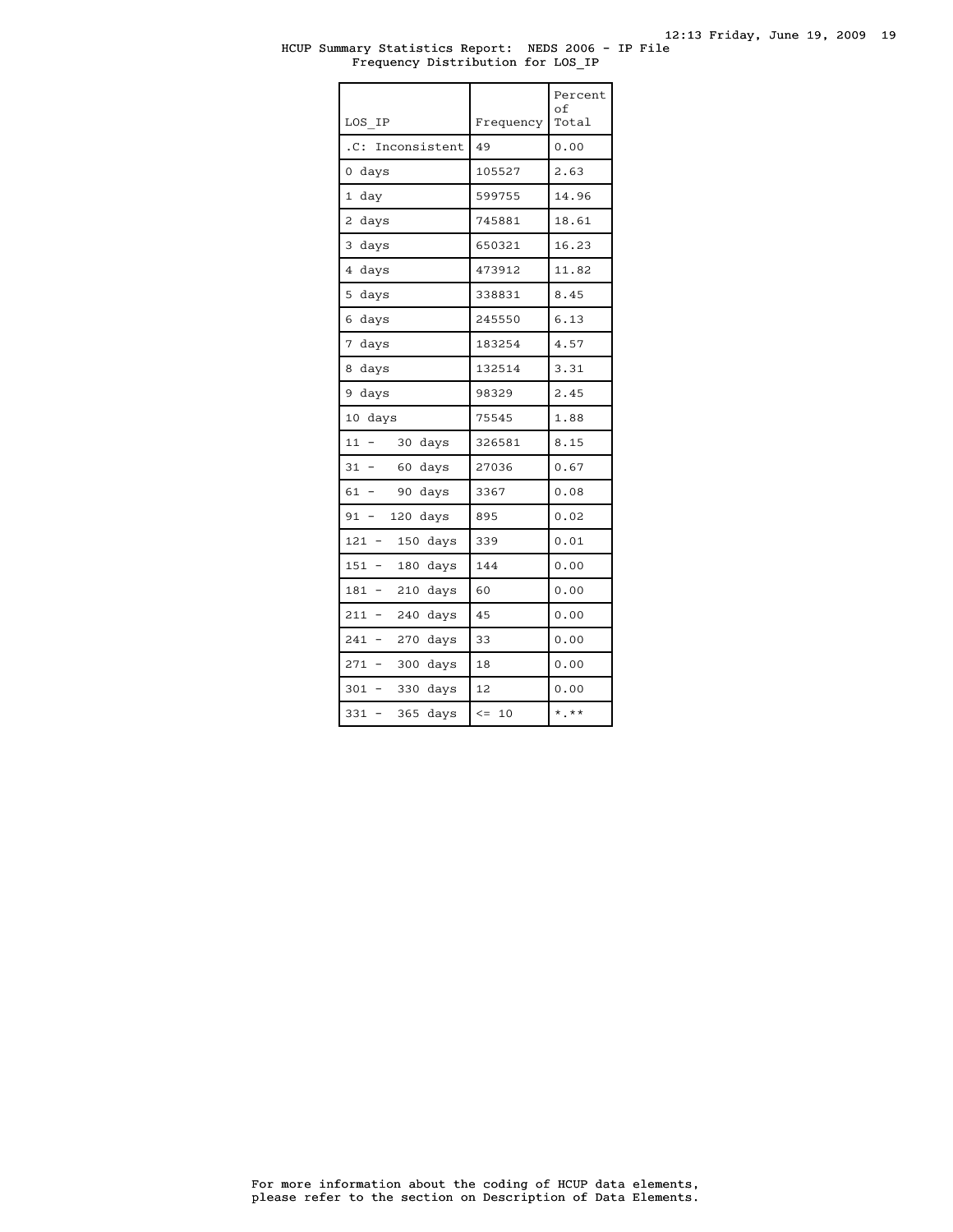HCUP Summary Statistics Report: NEDS 2006 - IP File
Frequency Distribution for LOS_IP

| LOS_IP | Frequency | Percent of Total |
|---|---|---|
| .C: Inconsistent | 49 | 0.00 |
| 0 days | 105527 | 2.63 |
| 1 day | 599755 | 14.96 |
| 2 days | 745881 | 18.61 |
| 3 days | 650321 | 16.23 |
| 4 days | 473912 | 11.82 |
| 5 days | 338831 | 8.45 |
| 6 days | 245550 | 6.13 |
| 7 days | 183254 | 4.57 |
| 8 days | 132514 | 3.31 |
| 9 days | 98329 | 2.45 |
| 10 days | 75545 | 1.88 |
| 11 - 30 days | 326581 | 8.15 |
| 31 - 60 days | 27036 | 0.67 |
| 61 - 90 days | 3367 | 0.08 |
| 91 - 120 days | 895 | 0.02 |
| 121 - 150 days | 339 | 0.01 |
| 151 - 180 days | 144 | 0.00 |
| 181 - 210 days | 60 | 0.00 |
| 211 - 240 days | 45 | 0.00 |
| 241 - 270 days | 33 | 0.00 |
| 271 - 300 days | 18 | 0.00 |
| 301 - 330 days | 12 | 0.00 |
| 331 - 365 days | <= 10 | *.** |

For more information about the coding of HCUP data elements, please refer to the section on Description of Data Elements.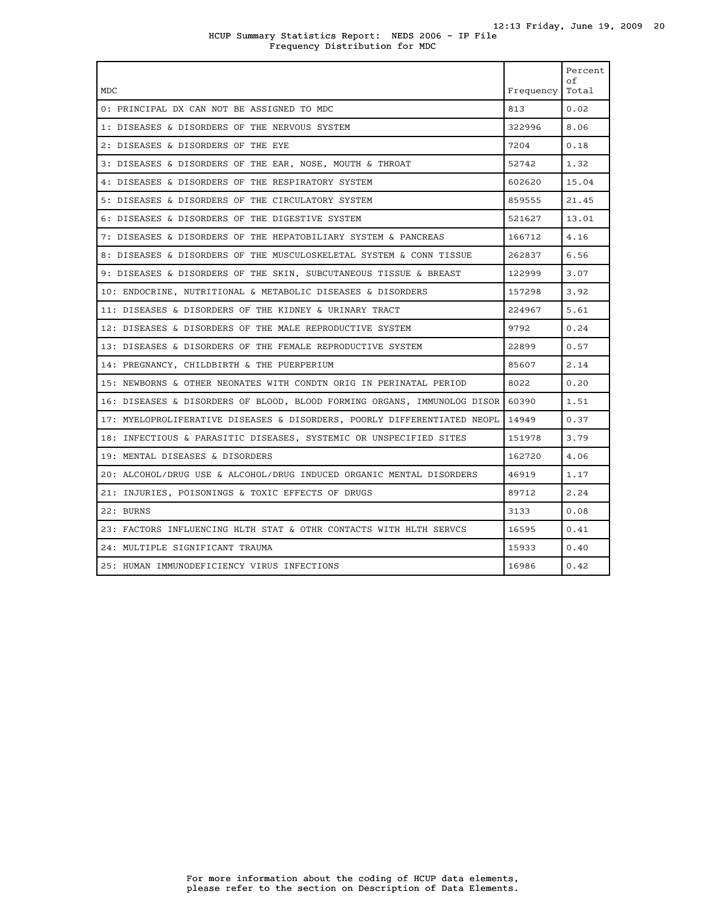HCUP Summary Statistics Report: NEDS 2006 - IP File
Frequency Distribution for MDC

| MDC | Frequency | Percent of Total |
|---|---|---|
| 0: PRINCIPAL DX CAN NOT BE ASSIGNED TO MDC | 813 | 0.02 |
| 1: DISEASES & DISORDERS OF THE NERVOUS SYSTEM | 322996 | 8.06 |
| 2: DISEASES & DISORDERS OF THE EYE | 7204 | 0.18 |
| 3: DISEASES & DISORDERS OF THE EAR, NOSE, MOUTH & THROAT | 52742 | 1.32 |
| 4: DISEASES & DISORDERS OF THE RESPIRATORY SYSTEM | 602620 | 15.04 |
| 5: DISEASES & DISORDERS OF THE CIRCULATORY SYSTEM | 859555 | 21.45 |
| 6: DISEASES & DISORDERS OF THE DIGESTIVE SYSTEM | 521627 | 13.01 |
| 7: DISEASES & DISORDERS OF THE HEPATOBILIARY SYSTEM & PANCREAS | 166712 | 4.16 |
| 8: DISEASES & DISORDERS OF THE MUSCULOSKELETAL SYSTEM & CONN TISSUE | 262837 | 6.56 |
| 9: DISEASES & DISORDERS OF THE SKIN, SUBCUTANEOUS TISSUE & BREAST | 122999 | 3.07 |
| 10: ENDOCRINE, NUTRITIONAL & METABOLIC DISEASES & DISORDERS | 157298 | 3.92 |
| 11: DISEASES & DISORDERS OF THE KIDNEY & URINARY TRACT | 224967 | 5.61 |
| 12: DISEASES & DISORDERS OF THE MALE REPRODUCTIVE SYSTEM | 9792 | 0.24 |
| 13: DISEASES & DISORDERS OF THE FEMALE REPRODUCTIVE SYSTEM | 22899 | 0.57 |
| 14: PREGNANCY, CHILDBIRTH & THE PUERPERIUM | 85607 | 2.14 |
| 15: NEWBORNS & OTHER NEONATES WITH CONDTN ORIG IN PERINATAL PERIOD | 8022 | 0.20 |
| 16: DISEASES & DISORDERS OF BLOOD, BLOOD FORMING ORGANS, IMMUNOLOG DISOR | 60390 | 1.51 |
| 17: MYELOPROLIFERATIVE DISEASES & DISORDERS, POORLY DIFFERENTIATED NEOPL | 14949 | 0.37 |
| 18: INFECTIOUS & PARASITIC DISEASES, SYSTEMIC OR UNSPECIFIED SITES | 151978 | 3.79 |
| 19: MENTAL DISEASES & DISORDERS | 162720 | 4.06 |
| 20: ALCOHOL/DRUG USE & ALCOHOL/DRUG INDUCED ORGANIC MENTAL DISORDERS | 46919 | 1.17 |
| 21: INJURIES, POISONINGS & TOXIC EFFECTS OF DRUGS | 89712 | 2.24 |
| 22: BURNS | 3133 | 0.08 |
| 23: FACTORS INFLUENCING HLTH STAT & OTHR CONTACTS WITH HLTH SERVCS | 16595 | 0.41 |
| 24: MULTIPLE SIGNIFICANT TRAUMA | 15933 | 0.40 |
| 25: HUMAN IMMUNODEFICIENCY VIRUS INFECTIONS | 16986 | 0.42 |

For more information about the coding of HCUP data elements, please refer to the section on Description of Data Elements.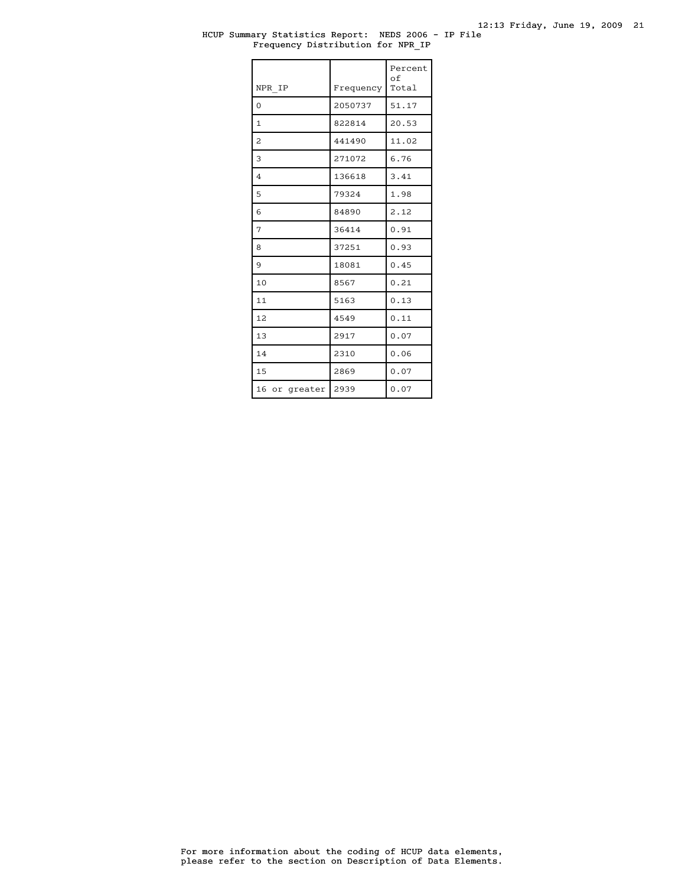HCUP Summary Statistics Report: NEDS 2006 - IP File
Frequency Distribution for NPR_IP

| NPR_IP | Frequency | Percent of Total |
| --- | --- | --- |
| 0 | 2050737 | 51.17 |
| 1 | 822814 | 20.53 |
| 2 | 441490 | 11.02 |
| 3 | 271072 | 6.76 |
| 4 | 136618 | 3.41 |
| 5 | 79324 | 1.98 |
| 6 | 84890 | 2.12 |
| 7 | 36414 | 0.91 |
| 8 | 37251 | 0.93 |
| 9 | 18081 | 0.45 |
| 10 | 8567 | 0.21 |
| 11 | 5163 | 0.13 |
| 12 | 4549 | 0.11 |
| 13 | 2917 | 0.07 |
| 14 | 2310 | 0.06 |
| 15 | 2869 | 0.07 |
| 16 or greater | 2939 | 0.07 |

For more information about the coding of HCUP data elements, please refer to the section on Description of Data Elements.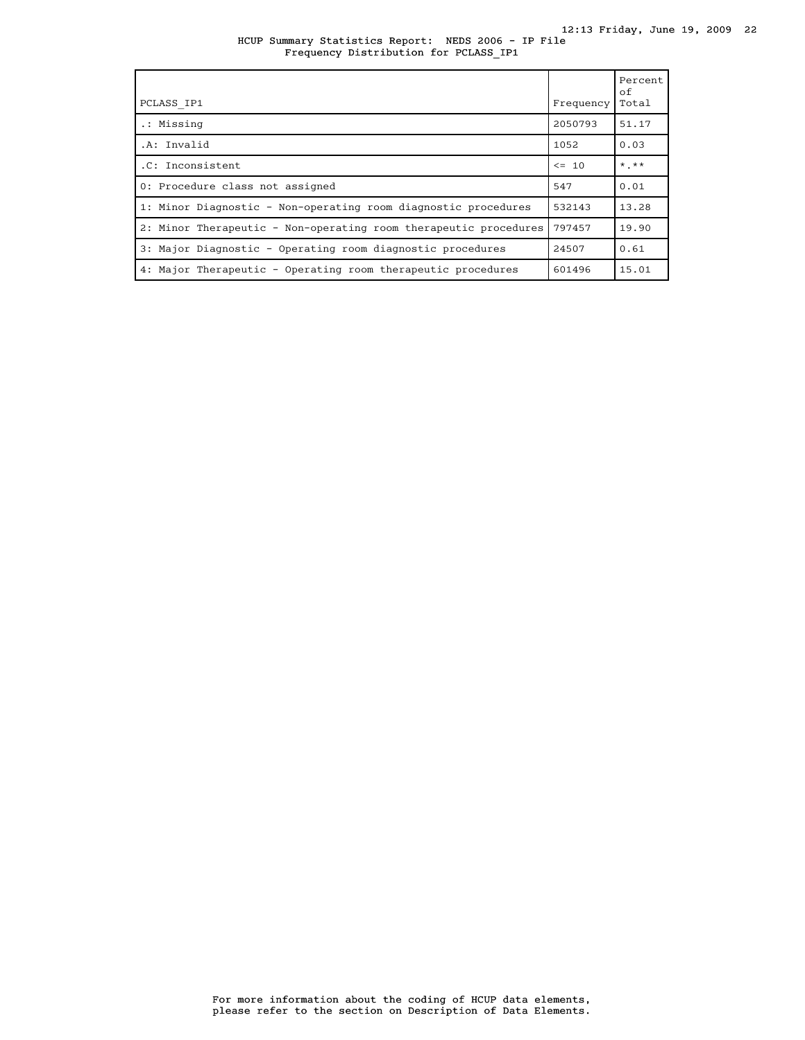HCUP Summary Statistics Report: NEDS 2006 - IP File
Frequency Distribution for PCLASS_IP1

| PCLASS_IP1 | Frequency | Percent of Total |
|---|---|---|
| .: Missing | 2050793 | 51.17 |
| .A: Invalid | 1052 | 0.03 |
| .C: Inconsistent | <= 10 | *.** |
| 0: Procedure class not assigned | 547 | 0.01 |
| 1: Minor Diagnostic - Non-operating room diagnostic procedures | 532143 | 13.28 |
| 2: Minor Therapeutic - Non-operating room therapeutic procedures | 797457 | 19.90 |
| 3: Major Diagnostic - Operating room diagnostic procedures | 24507 | 0.61 |
| 4: Major Therapeutic - Operating room therapeutic procedures | 601496 | 15.01 |

For more information about the coding of HCUP data elements, please refer to the section on Description of Data Elements.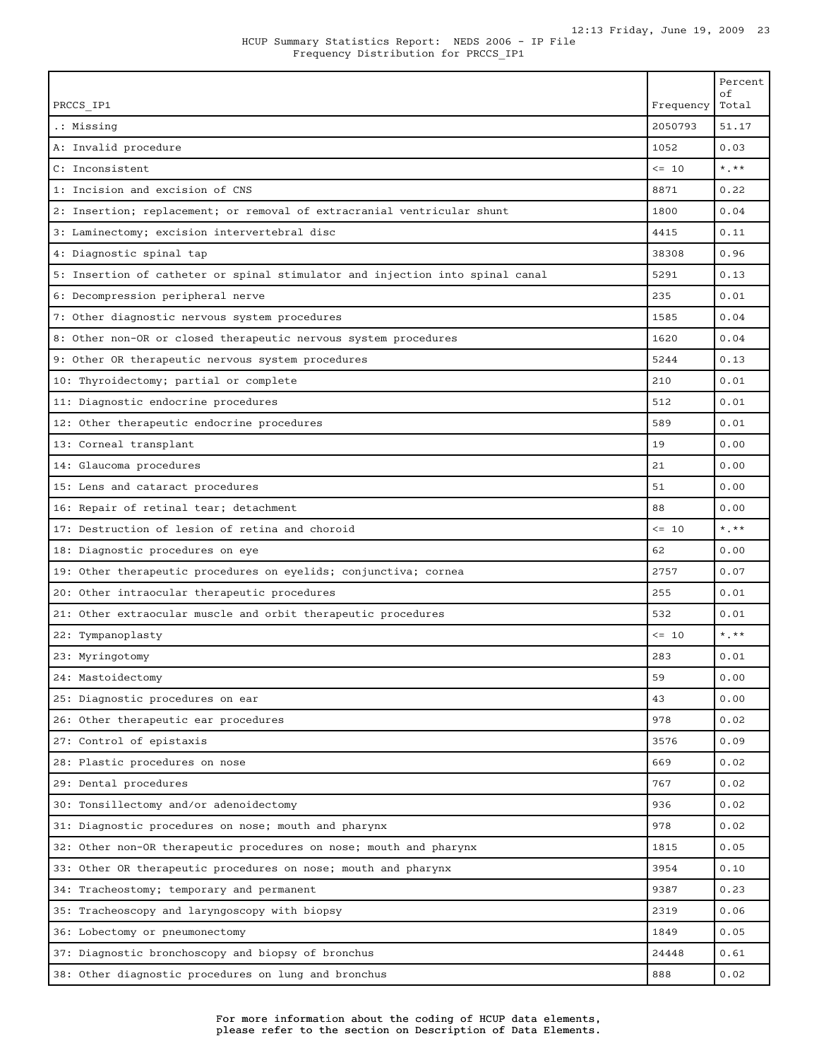HCUP Summary Statistics Report: NEDS 2006 - IP File
Frequency Distribution for PRCCS_IP1

| PRCCS_IP1 | Frequency | Percent of Total |
|---|---|---|
| .: Missing | 2050793 | 51.17 |
| A: Invalid procedure | 1052 | 0.03 |
| C: Inconsistent | <= 10 | *.** |
| 1: Incision and excision of CNS | 8871 | 0.22 |
| 2: Insertion; replacement; or removal of extracranial ventricular shunt | 1800 | 0.04 |
| 3: Laminectomy; excision intervertebral disc | 4415 | 0.11 |
| 4: Diagnostic spinal tap | 38308 | 0.96 |
| 5: Insertion of catheter or spinal stimulator and injection into spinal canal | 5291 | 0.13 |
| 6: Decompression peripheral nerve | 235 | 0.01 |
| 7: Other diagnostic nervous system procedures | 1585 | 0.04 |
| 8: Other non-OR or closed therapeutic nervous system procedures | 1620 | 0.04 |
| 9: Other OR therapeutic nervous system procedures | 5244 | 0.13 |
| 10: Thyroidectomy; partial or complete | 210 | 0.01 |
| 11: Diagnostic endocrine procedures | 512 | 0.01 |
| 12: Other therapeutic endocrine procedures | 589 | 0.01 |
| 13: Corneal transplant | 19 | 0.00 |
| 14: Glaucoma procedures | 21 | 0.00 |
| 15: Lens and cataract procedures | 51 | 0.00 |
| 16: Repair of retinal tear; detachment | 88 | 0.00 |
| 17: Destruction of lesion of retina and choroid | <= 10 | *.** |
| 18: Diagnostic procedures on eye | 62 | 0.00 |
| 19: Other therapeutic procedures on eyelids; conjunctiva; cornea | 2757 | 0.07 |
| 20: Other intraocular therapeutic procedures | 255 | 0.01 |
| 21: Other extraocular muscle and orbit therapeutic procedures | 532 | 0.01 |
| 22: Tympanoplasty | <= 10 | *.** |
| 23: Myringotomy | 283 | 0.01 |
| 24: Mastoidectomy | 59 | 0.00 |
| 25: Diagnostic procedures on ear | 43 | 0.00 |
| 26: Other therapeutic ear procedures | 978 | 0.02 |
| 27: Control of epistaxis | 3576 | 0.09 |
| 28: Plastic procedures on nose | 669 | 0.02 |
| 29: Dental procedures | 767 | 0.02 |
| 30: Tonsillectomy and/or adenoidectomy | 936 | 0.02 |
| 31: Diagnostic procedures on nose; mouth and pharynx | 978 | 0.02 |
| 32: Other non-OR therapeutic procedures on nose; mouth and pharynx | 1815 | 0.05 |
| 33: Other OR therapeutic procedures on nose; mouth and pharynx | 3954 | 0.10 |
| 34: Tracheostomy; temporary and permanent | 9387 | 0.23 |
| 35: Tracheoscopy and laryngoscopy with biopsy | 2319 | 0.06 |
| 36: Lobectomy or pneumonectomy | 1849 | 0.05 |
| 37: Diagnostic bronchoscopy and biopsy of bronchus | 24448 | 0.61 |
| 38: Other diagnostic procedures on lung and bronchus | 888 | 0.02 |

For more information about the coding of HCUP data elements, please refer to the section on Description of Data Elements.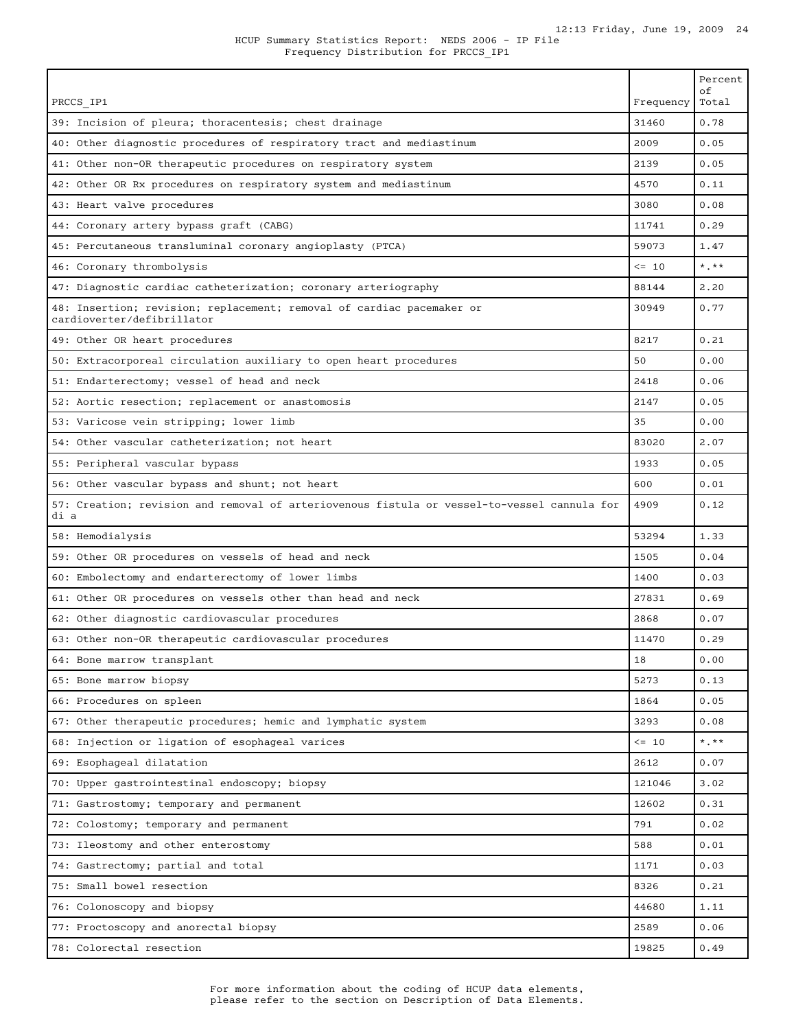HCUP Summary Statistics Report: NEDS 2006 - IP File
Frequency Distribution for PRCCS_IP1

| PRCCS_IP1 | Frequency | Percent of Total |
|---|---|---|
| 39: Incision of pleura; thoracentesis; chest drainage | 31460 | 0.78 |
| 40: Other diagnostic procedures of respiratory tract and mediastinum | 2009 | 0.05 |
| 41: Other non-OR therapeutic procedures on respiratory system | 2139 | 0.05 |
| 42: Other OR Rx procedures on respiratory system and mediastinum | 4570 | 0.11 |
| 43: Heart valve procedures | 3080 | 0.08 |
| 44: Coronary artery bypass graft (CABG) | 11741 | 0.29 |
| 45: Percutaneous transluminal coronary angioplasty (PTCA) | 59073 | 1.47 |
| 46: Coronary thrombolysis | <= 10 | *.** |
| 47: Diagnostic cardiac catheterization; coronary arteriography | 88144 | 2.20 |
| 48: Insertion; revision; replacement; removal of cardiac pacemaker or cardioverter/defibrillator | 30949 | 0.77 |
| 49: Other OR heart procedures | 8217 | 0.21 |
| 50: Extracorporeal circulation auxiliary to open heart procedures | 50 | 0.00 |
| 51: Endarterectomy; vessel of head and neck | 2418 | 0.06 |
| 52: Aortic resection; replacement or anastomosis | 2147 | 0.05 |
| 53: Varicose vein stripping; lower limb | 35 | 0.00 |
| 54: Other vascular catheterization; not heart | 83020 | 2.07 |
| 55: Peripheral vascular bypass | 1933 | 0.05 |
| 56: Other vascular bypass and shunt; not heart | 600 | 0.01 |
| 57: Creation; revision and removal of arteriovenous fistula or vessel-to-vessel cannula for di a | 4909 | 0.12 |
| 58: Hemodialysis | 53294 | 1.33 |
| 59: Other OR procedures on vessels of head and neck | 1505 | 0.04 |
| 60: Embolectomy and endarterectomy of lower limbs | 1400 | 0.03 |
| 61: Other OR procedures on vessels other than head and neck | 27831 | 0.69 |
| 62: Other diagnostic cardiovascular procedures | 2868 | 0.07 |
| 63: Other non-OR therapeutic cardiovascular procedures | 11470 | 0.29 |
| 64: Bone marrow transplant | 18 | 0.00 |
| 65: Bone marrow biopsy | 5273 | 0.13 |
| 66: Procedures on spleen | 1864 | 0.05 |
| 67: Other therapeutic procedures; hemic and lymphatic system | 3293 | 0.08 |
| 68: Injection or ligation of esophageal varices | <= 10 | *.** |
| 69: Esophageal dilatation | 2612 | 0.07 |
| 70: Upper gastrointestinal endoscopy; biopsy | 121046 | 3.02 |
| 71: Gastrostomy; temporary and permanent | 12602 | 0.31 |
| 72: Colostomy; temporary and permanent | 791 | 0.02 |
| 73: Ileostomy and other enterostomy | 588 | 0.01 |
| 74: Gastrectomy; partial and total | 1171 | 0.03 |
| 75: Small bowel resection | 8326 | 0.21 |
| 76: Colonoscopy and biopsy | 44680 | 1.11 |
| 77: Proctoscopy and anorectal biopsy | 2589 | 0.06 |
| 78: Colorectal resection | 19825 | 0.49 |

For more information about the coding of HCUP data elements, please refer to the section on Description of Data Elements.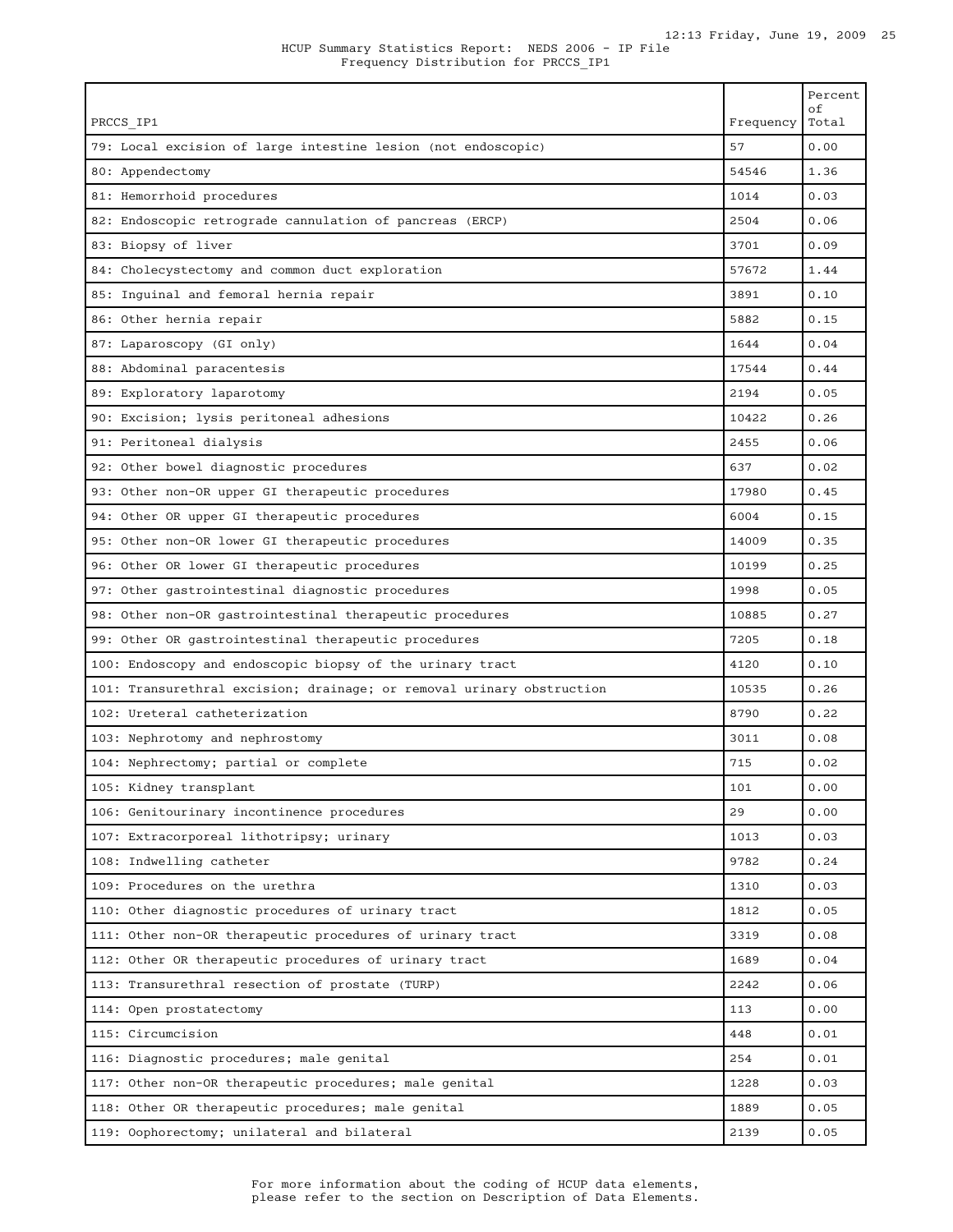HCUP Summary Statistics Report: NEDS 2006 - IP File

Frequency Distribution for PRCCS_IP1

| PRCCS_IP1 | Frequency | Percent of Total |
|---|---|---|
| 79: Local excision of large intestine lesion (not endoscopic) | 57 | 0.00 |
| 80: Appendectomy | 54546 | 1.36 |
| 81: Hemorrhoid procedures | 1014 | 0.03 |
| 82: Endoscopic retrograde cannulation of pancreas (ERCP) | 2504 | 0.06 |
| 83: Biopsy of liver | 3701 | 0.09 |
| 84: Cholecystectomy and common duct exploration | 57672 | 1.44 |
| 85: Inguinal and femoral hernia repair | 3891 | 0.10 |
| 86: Other hernia repair | 5882 | 0.15 |
| 87: Laparoscopy (GI only) | 1644 | 0.04 |
| 88: Abdominal paracentesis | 17544 | 0.44 |
| 89: Exploratory laparotomy | 2194 | 0.05 |
| 90: Excision; lysis peritoneal adhesions | 10422 | 0.26 |
| 91: Peritoneal dialysis | 2455 | 0.06 |
| 92: Other bowel diagnostic procedures | 637 | 0.02 |
| 93: Other non-OR upper GI therapeutic procedures | 17980 | 0.45 |
| 94: Other OR upper GI therapeutic procedures | 6004 | 0.15 |
| 95: Other non-OR lower GI therapeutic procedures | 14009 | 0.35 |
| 96: Other OR lower GI therapeutic procedures | 10199 | 0.25 |
| 97: Other gastrointestinal diagnostic procedures | 1998 | 0.05 |
| 98: Other non-OR gastrointestinal therapeutic procedures | 10885 | 0.27 |
| 99: Other OR gastrointestinal therapeutic procedures | 7205 | 0.18 |
| 100: Endoscopy and endoscopic biopsy of the urinary tract | 4120 | 0.10 |
| 101: Transurethral excision; drainage; or removal urinary obstruction | 10535 | 0.26 |
| 102: Ureteral catheterization | 8790 | 0.22 |
| 103: Nephrotomy and nephrostomy | 3011 | 0.08 |
| 104: Nephrectomy; partial or complete | 715 | 0.02 |
| 105: Kidney transplant | 101 | 0.00 |
| 106: Genitourinary incontinence procedures | 29 | 0.00 |
| 107: Extracorporeal lithotripsy; urinary | 1013 | 0.03 |
| 108: Indwelling catheter | 9782 | 0.24 |
| 109: Procedures on the urethra | 1310 | 0.03 |
| 110: Other diagnostic procedures of urinary tract | 1812 | 0.05 |
| 111: Other non-OR therapeutic procedures of urinary tract | 3319 | 0.08 |
| 112: Other OR therapeutic procedures of urinary tract | 1689 | 0.04 |
| 113: Transurethral resection of prostate (TURP) | 2242 | 0.06 |
| 114: Open prostatectomy | 113 | 0.00 |
| 115: Circumcision | 448 | 0.01 |
| 116: Diagnostic procedures; male genital | 254 | 0.01 |
| 117: Other non-OR therapeutic procedures; male genital | 1228 | 0.03 |
| 118: Other OR therapeutic procedures; male genital | 1889 | 0.05 |
| 119: Oophorectomy; unilateral and bilateral | 2139 | 0.05 |

For more information about the coding of HCUP data elements, please refer to the section on Description of Data Elements.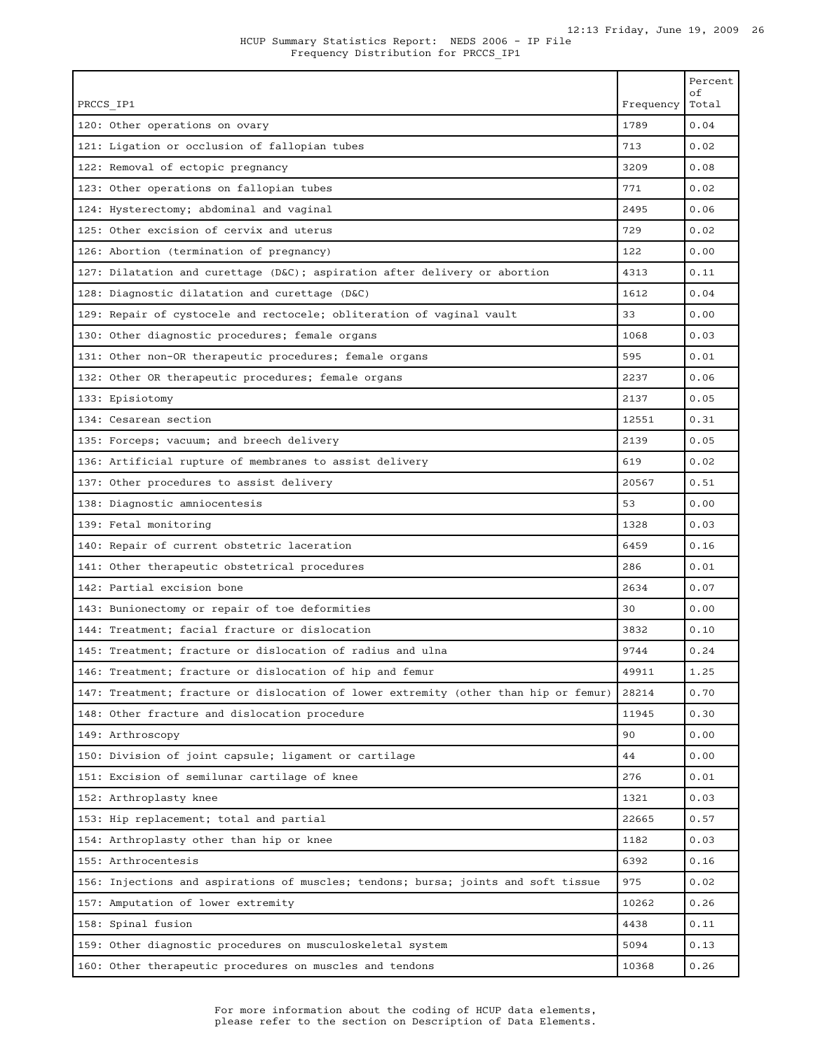HCUP Summary Statistics Report: NEDS 2006 - IP File
Frequency Distribution for PRCCS_IP1

| PRCCS_IP1 | Frequency | Percent of Total |
|---|---|---|
| 120: Other operations on ovary | 1789 | 0.04 |
| 121: Ligation or occlusion of fallopian tubes | 713 | 0.02 |
| 122: Removal of ectopic pregnancy | 3209 | 0.08 |
| 123: Other operations on fallopian tubes | 771 | 0.02 |
| 124: Hysterectomy; abdominal and vaginal | 2495 | 0.06 |
| 125: Other excision of cervix and uterus | 729 | 0.02 |
| 126: Abortion (termination of pregnancy) | 122 | 0.00 |
| 127: Dilatation and curettage (D&C); aspiration after delivery or abortion | 4313 | 0.11 |
| 128: Diagnostic dilatation and curettage (D&C) | 1612 | 0.04 |
| 129: Repair of cystocele and rectocele; obliteration of vaginal vault | 33 | 0.00 |
| 130: Other diagnostic procedures; female organs | 1068 | 0.03 |
| 131: Other non-OR therapeutic procedures; female organs | 595 | 0.01 |
| 132: Other OR therapeutic procedures; female organs | 2237 | 0.06 |
| 133: Episiotomy | 2137 | 0.05 |
| 134: Cesarean section | 12551 | 0.31 |
| 135: Forceps; vacuum; and breech delivery | 2139 | 0.05 |
| 136: Artificial rupture of membranes to assist delivery | 619 | 0.02 |
| 137: Other procedures to assist delivery | 20567 | 0.51 |
| 138: Diagnostic amniocentesis | 53 | 0.00 |
| 139: Fetal monitoring | 1328 | 0.03 |
| 140: Repair of current obstetric laceration | 6459 | 0.16 |
| 141: Other therapeutic obstetrical procedures | 286 | 0.01 |
| 142: Partial excision bone | 2634 | 0.07 |
| 143: Bunionectomy or repair of toe deformities | 30 | 0.00 |
| 144: Treatment; facial fracture or dislocation | 3832 | 0.10 |
| 145: Treatment; fracture or dislocation of radius and ulna | 9744 | 0.24 |
| 146: Treatment; fracture or dislocation of hip and femur | 49911 | 1.25 |
| 147: Treatment; fracture or dislocation of lower extremity (other than hip or femur) | 28214 | 0.70 |
| 148: Other fracture and dislocation procedure | 11945 | 0.30 |
| 149: Arthroscopy | 90 | 0.00 |
| 150: Division of joint capsule; ligament or cartilage | 44 | 0.00 |
| 151: Excision of semilunar cartilage of knee | 276 | 0.01 |
| 152: Arthroplasty knee | 1321 | 0.03 |
| 153: Hip replacement; total and partial | 22665 | 0.57 |
| 154: Arthroplasty other than hip or knee | 1182 | 0.03 |
| 155: Arthrocentesis | 6392 | 0.16 |
| 156: Injections and aspirations of muscles; tendons; bursa; joints and soft tissue | 975 | 0.02 |
| 157: Amputation of lower extremity | 10262 | 0.26 |
| 158: Spinal fusion | 4438 | 0.11 |
| 159: Other diagnostic procedures on musculoskeletal system | 5094 | 0.13 |
| 160: Other therapeutic procedures on muscles and tendons | 10368 | 0.26 |

For more information about the coding of HCUP data elements, please refer to the section on Description of Data Elements.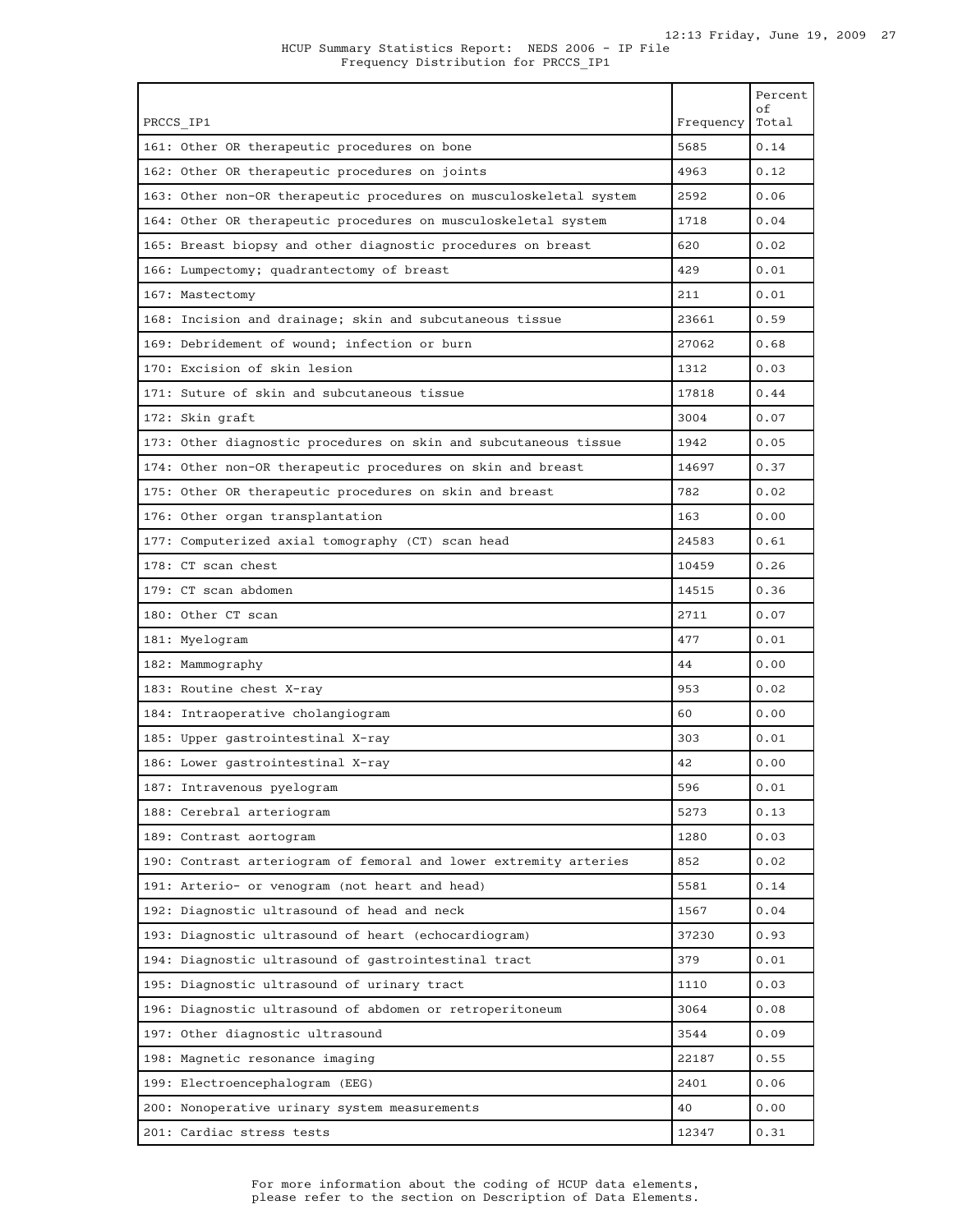HCUP Summary Statistics Report: NEDS 2006 - IP File
Frequency Distribution for PRCCS_IP1

| PRCCS_IP1 | Frequency | Percent of Total |
|---|---|---|
| 161: Other OR therapeutic procedures on bone | 5685 | 0.14 |
| 162: Other OR therapeutic procedures on joints | 4963 | 0.12 |
| 163: Other non-OR therapeutic procedures on musculoskeletal system | 2592 | 0.06 |
| 164: Other OR therapeutic procedures on musculoskeletal system | 1718 | 0.04 |
| 165: Breast biopsy and other diagnostic procedures on breast | 620 | 0.02 |
| 166: Lumpectomy; quadrantectomy of breast | 429 | 0.01 |
| 167: Mastectomy | 211 | 0.01 |
| 168: Incision and drainage; skin and subcutaneous tissue | 23661 | 0.59 |
| 169: Debridement of wound; infection or burn | 27062 | 0.68 |
| 170: Excision of skin lesion | 1312 | 0.03 |
| 171: Suture of skin and subcutaneous tissue | 17818 | 0.44 |
| 172: Skin graft | 3004 | 0.07 |
| 173: Other diagnostic procedures on skin and subcutaneous tissue | 1942 | 0.05 |
| 174: Other non-OR therapeutic procedures on skin and breast | 14697 | 0.37 |
| 175: Other OR therapeutic procedures on skin and breast | 782 | 0.02 |
| 176: Other organ transplantation | 163 | 0.00 |
| 177: Computerized axial tomography (CT) scan head | 24583 | 0.61 |
| 178: CT scan chest | 10459 | 0.26 |
| 179: CT scan abdomen | 14515 | 0.36 |
| 180: Other CT scan | 2711 | 0.07 |
| 181: Myelogram | 477 | 0.01 |
| 182: Mammography | 44 | 0.00 |
| 183: Routine chest X-ray | 953 | 0.02 |
| 184: Intraoperative cholangiogram | 60 | 0.00 |
| 185: Upper gastrointestinal X-ray | 303 | 0.01 |
| 186: Lower gastrointestinal X-ray | 42 | 0.00 |
| 187: Intravenous pyelogram | 596 | 0.01 |
| 188: Cerebral arteriogram | 5273 | 0.13 |
| 189: Contrast aortogram | 1280 | 0.03 |
| 190: Contrast arteriogram of femoral and lower extremity arteries | 852 | 0.02 |
| 191: Arterio- or venogram (not heart and head) | 5581 | 0.14 |
| 192: Diagnostic ultrasound of head and neck | 1567 | 0.04 |
| 193: Diagnostic ultrasound of heart (echocardiogram) | 37230 | 0.93 |
| 194: Diagnostic ultrasound of gastrointestinal tract | 379 | 0.01 |
| 195: Diagnostic ultrasound of urinary tract | 1110 | 0.03 |
| 196: Diagnostic ultrasound of abdomen or retroperitoneum | 3064 | 0.08 |
| 197: Other diagnostic ultrasound | 3544 | 0.09 |
| 198: Magnetic resonance imaging | 22187 | 0.55 |
| 199: Electroencephalogram (EEG) | 2401 | 0.06 |
| 200: Nonoperative urinary system measurements | 40 | 0.00 |
| 201: Cardiac stress tests | 12347 | 0.31 |

For more information about the coding of HCUP data elements, please refer to the section on Description of Data Elements.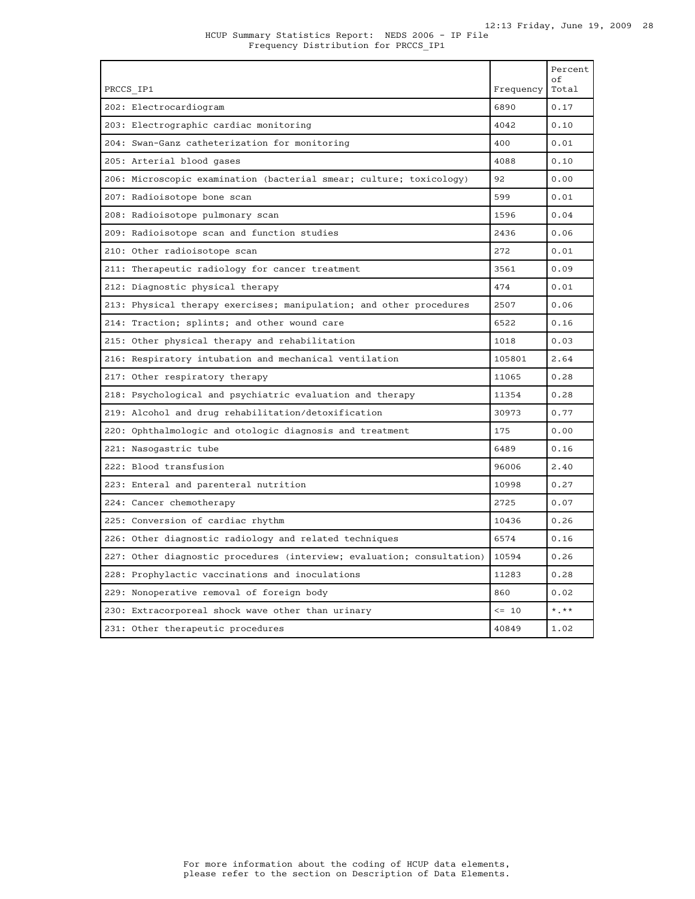HCUP Summary Statistics Report: NEDS 2006 - IP File
Frequency Distribution for PRCCS_IP1

| PRCCS_IP1 | Frequency | Percent of Total |
|---|---|---|
| 202: Electrocardiogram | 6890 | 0.17 |
| 203: Electrographic cardiac monitoring | 4042 | 0.10 |
| 204: Swan-Ganz catheterization for monitoring | 400 | 0.01 |
| 205: Arterial blood gases | 4088 | 0.10 |
| 206: Microscopic examination (bacterial smear; culture; toxicology) | 92 | 0.00 |
| 207: Radioisotope bone scan | 599 | 0.01 |
| 208: Radioisotope pulmonary scan | 1596 | 0.04 |
| 209: Radioisotope scan and function studies | 2436 | 0.06 |
| 210: Other radioisotope scan | 272 | 0.01 |
| 211: Therapeutic radiology for cancer treatment | 3561 | 0.09 |
| 212: Diagnostic physical therapy | 474 | 0.01 |
| 213: Physical therapy exercises; manipulation; and other procedures | 2507 | 0.06 |
| 214: Traction; splints; and other wound care | 6522 | 0.16 |
| 215: Other physical therapy and rehabilitation | 1018 | 0.03 |
| 216: Respiratory intubation and mechanical ventilation | 105801 | 2.64 |
| 217: Other respiratory therapy | 11065 | 0.28 |
| 218: Psychological and psychiatric evaluation and therapy | 11354 | 0.28 |
| 219: Alcohol and drug rehabilitation/detoxification | 30973 | 0.77 |
| 220: Ophthalmologic and otologic diagnosis and treatment | 175 | 0.00 |
| 221: Nasogastric tube | 6489 | 0.16 |
| 222: Blood transfusion | 96006 | 2.40 |
| 223: Enteral and parenteral nutrition | 10998 | 0.27 |
| 224: Cancer chemotherapy | 2725 | 0.07 |
| 225: Conversion of cardiac rhythm | 10436 | 0.26 |
| 226: Other diagnostic radiology and related techniques | 6574 | 0.16 |
| 227: Other diagnostic procedures (interview; evaluation; consultation) | 10594 | 0.26 |
| 228: Prophylactic vaccinations and inoculations | 11283 | 0.28 |
| 229: Nonoperative removal of foreign body | 860 | 0.02 |
| 230: Extracorporeal shock wave other than urinary | <= 10 | *.** |
| 231: Other therapeutic procedures | 40849 | 1.02 |

For more information about the coding of HCUP data elements, please refer to the section on Description of Data Elements.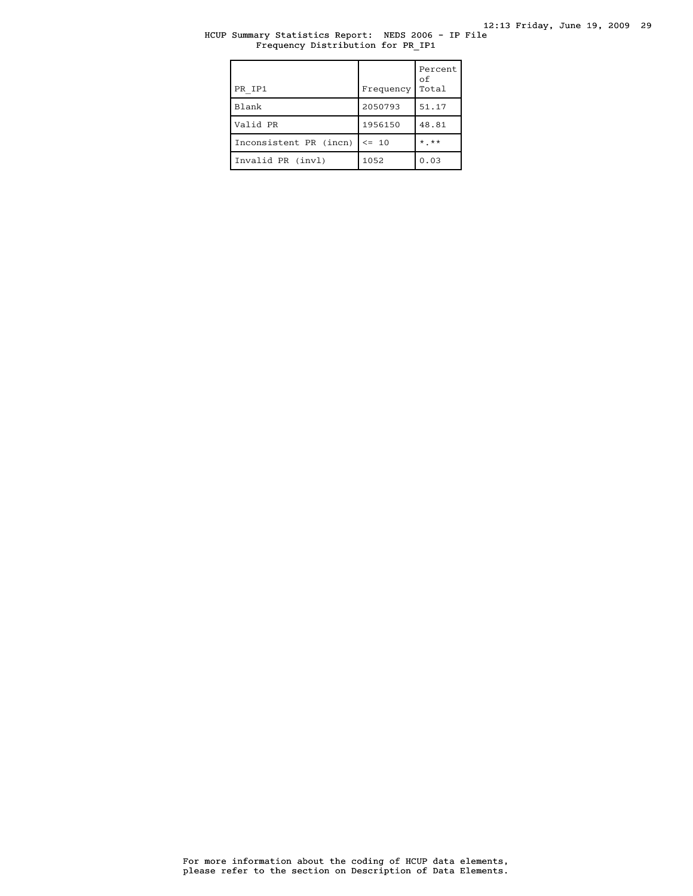HCUP Summary Statistics Report: NEDS 2006 - IP File
Frequency Distribution for PR_IP1

| PR_IP1 | Frequency | Percent of Total |
|---|---|---|
| Blank | 2050793 | 51.17 |
| Valid PR | 1956150 | 48.81 |
| Inconsistent PR (incn) | <= 10 | *.** |
| Invalid PR (invl) | 1052 | 0.03 |

For more information about the coding of HCUP data elements, please refer to the section on Description of Data Elements.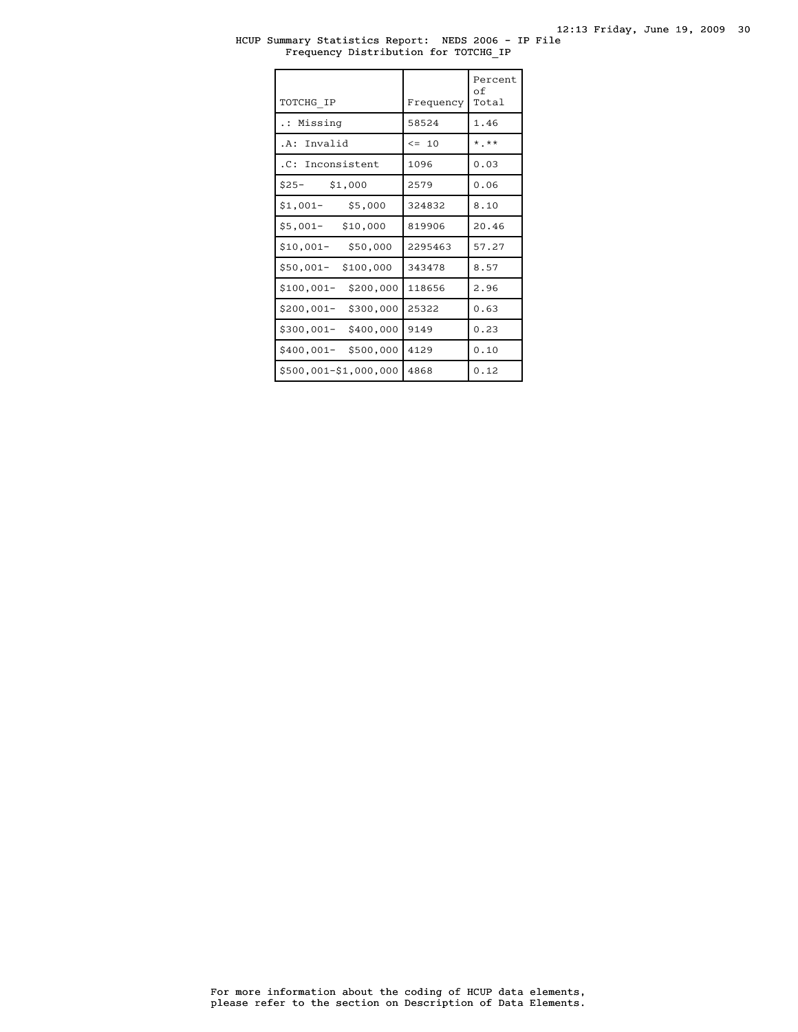HCUP Summary Statistics Report: NEDS 2006 - IP File
Frequency Distribution for TOTCHG_IP

| TOTCHG_IP | Frequency | Percent of Total |
|---|---|---|
| .: Missing | 58524 | 1.46 |
| .A: Invalid | <= 10 | *.** |
| .C: Inconsistent | 1096 | 0.03 |
| $25- $1,000 | 2579 | 0.06 |
| $1,001- $5,000 | 324832 | 8.10 |
| $5,001- $10,000 | 819906 | 20.46 |
| $10,001- $50,000 | 2295463 | 57.27 |
| $50,001- $100,000 | 343478 | 8.57 |
| $100,001- $200,000 | 118656 | 2.96 |
| $200,001- $300,000 | 25322 | 0.63 |
| $300,001- $400,000 | 9149 | 0.23 |
| $400,001- $500,000 | 4129 | 0.10 |
| $500,001-$1,000,000 | 4868 | 0.12 |

For more information about the coding of HCUP data elements, please refer to the section on Description of Data Elements.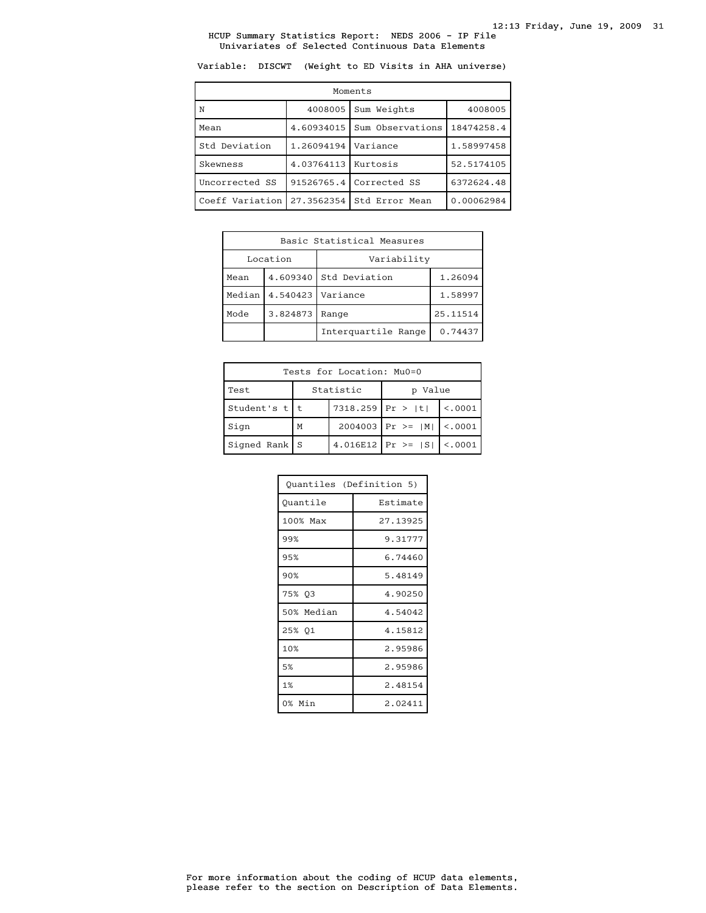HCUP Summary Statistics Report: NEDS 2006 - IP File
Univariates of Selected Continuous Data Elements

Variable: DISCWT (Weight to ED Visits in AHA universe)

| Moments | | | |
|---|---|---|---|
| N | 4008005 | Sum Weights | 4008005 |
| Mean | 4.60934015 | Sum Observations | 18474258.4 |
| Std Deviation | 1.26094194 | Variance | 1.58997458 |
| Skewness | 4.03764113 | Kurtosis | 52.5174105 |
| Uncorrected SS | 91526765.4 | Corrected SS | 6372624.48 |
| Coeff Variation | 27.3562354 | Std Error Mean | 0.00062984 |

| Basic Statistical Measures | | | |
|---|---|---|---|
| Location | | Variability | |
| Mean | 4.609340 | Std Deviation | 1.26094 |
| Median | 4.540423 | Variance | 1.58997 |
| Mode | 3.824873 | Range | 25.11514 |
| | | Interquartile Range | 0.74437 |

| Tests for Location: Mu0=0 | | | | |
|---|---|---|---|---|
| Test | Statistic | | p Value | |
| Student's t | t | 7318.259 | Pr > \|t\| | <.0001 |
| Sign | M | 2004003 | Pr >= \|M\| | <.0001 |
| Signed Rank | S | 4.016E12 | Pr >= \|S\| | <.0001 |

| Quantiles (Definition 5) | |
|---|---|
| Quantile | Estimate |
| 100% Max | 27.13925 |
| 99% | 9.31777 |
| 95% | 6.74460 |
| 90% | 5.48149 |
| 75% Q3 | 4.90250 |
| 50% Median | 4.54042 |
| 25% Q1 | 4.15812 |
| 10% | 2.95986 |
| 5% | 2.95986 |
| 1% | 2.48154 |
| 0% Min | 2.02411 |

For more information about the coding of HCUP data elements, please refer to the section on Description of Data Elements.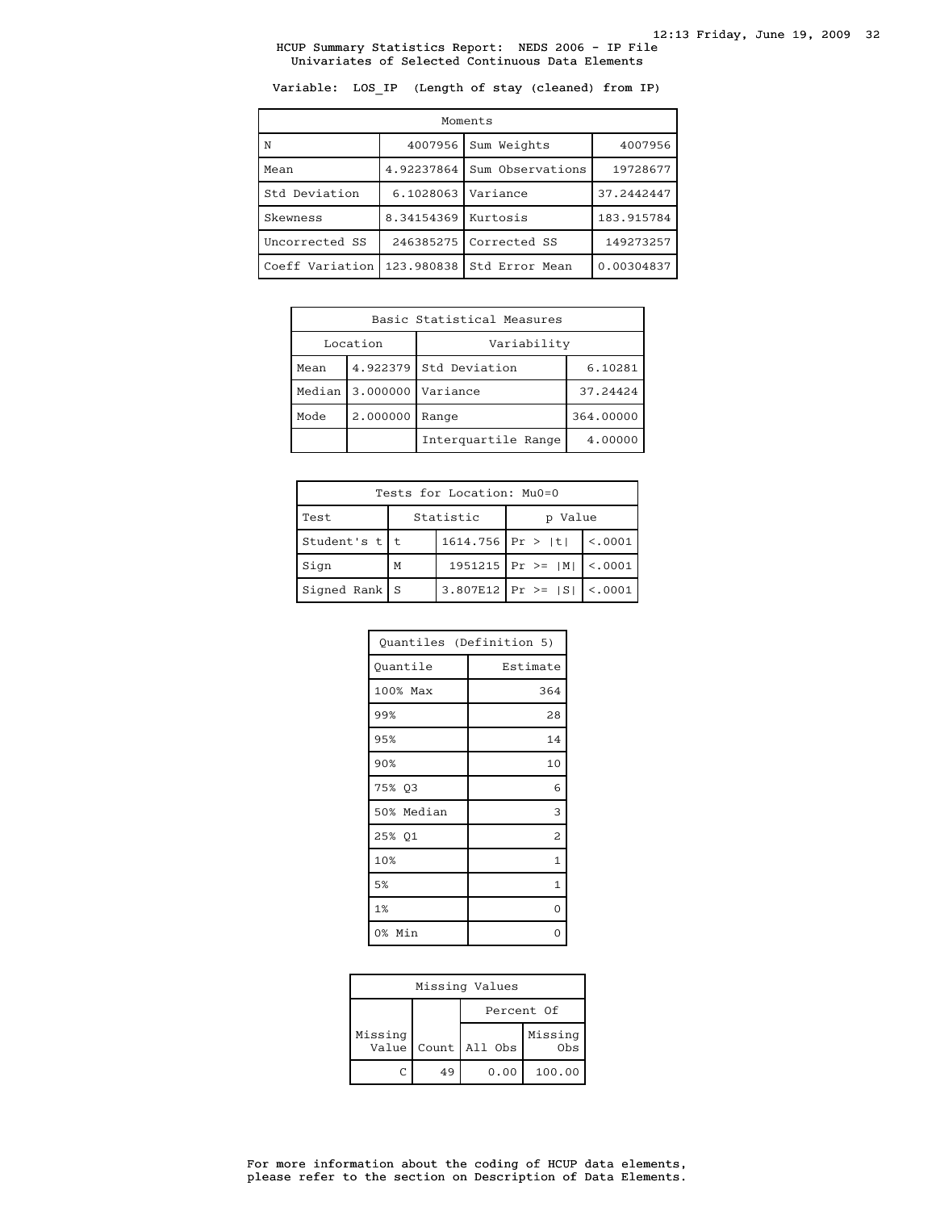HCUP Summary Statistics Report: NEDS 2006 - IP File
Univariates of Selected Continuous Data Elements

Variable: LOS_IP (Length of stay (cleaned) from IP)

| Moments | | | |
|---|---|---|---|
| N | 4007956 | Sum Weights | 4007956 |
| Mean | 4.92237864 | Sum Observations | 19728677 |
| Std Deviation | 6.1028063 | Variance | 37.2442447 |
| Skewness | 8.34154369 | Kurtosis | 183.915784 |
| Uncorrected SS | 246385275 | Corrected SS | 149273257 |
| Coeff Variation | 123.980838 | Std Error Mean | 0.00304837 |

| Basic Statistical Measures | | | |
|---|---|---|---|
| Location | | Variability | |
| Mean | 4.922379 | Std Deviation | 6.10281 |
| Median | 3.000000 | Variance | 37.24424 |
| Mode | 2.000000 | Range | 364.00000 |
| | | Interquartile Range | 4.00000 |

| Tests for Location: Mu0=0 | | | | |
|---|---|---|---|---|
| Test | Statistic | | p Value | |
| Student's t | t | 1614.756 | Pr > \|t\| | <.0001 |
| Sign | M | 1951215 | Pr >= \|M\| | <.0001 |
| Signed Rank | S | 3.807E12 | Pr >= \|S\| | <.0001 |

| Quantiles (Definition 5) | |
|---|---|
| Quantile | Estimate |
| 100% Max | 364 |
| 99% | 28 |
| 95% | 14 |
| 90% | 10 |
| 75% Q3 | 6 |
| 50% Median | 3 |
| 25% Q1 | 2 |
| 10% | 1 |
| 5% | 1 |
| 1% | 0 |
| 0% Min | 0 |

| Missing Values | | | |
|---|---|---|---|
| | | Percent Of | |
| Missing Value | Count | All Obs | Missing Obs |
| C | 49 | 0.00 | 100.00 |

For more information about the coding of HCUP data elements, please refer to the section on Description of Data Elements.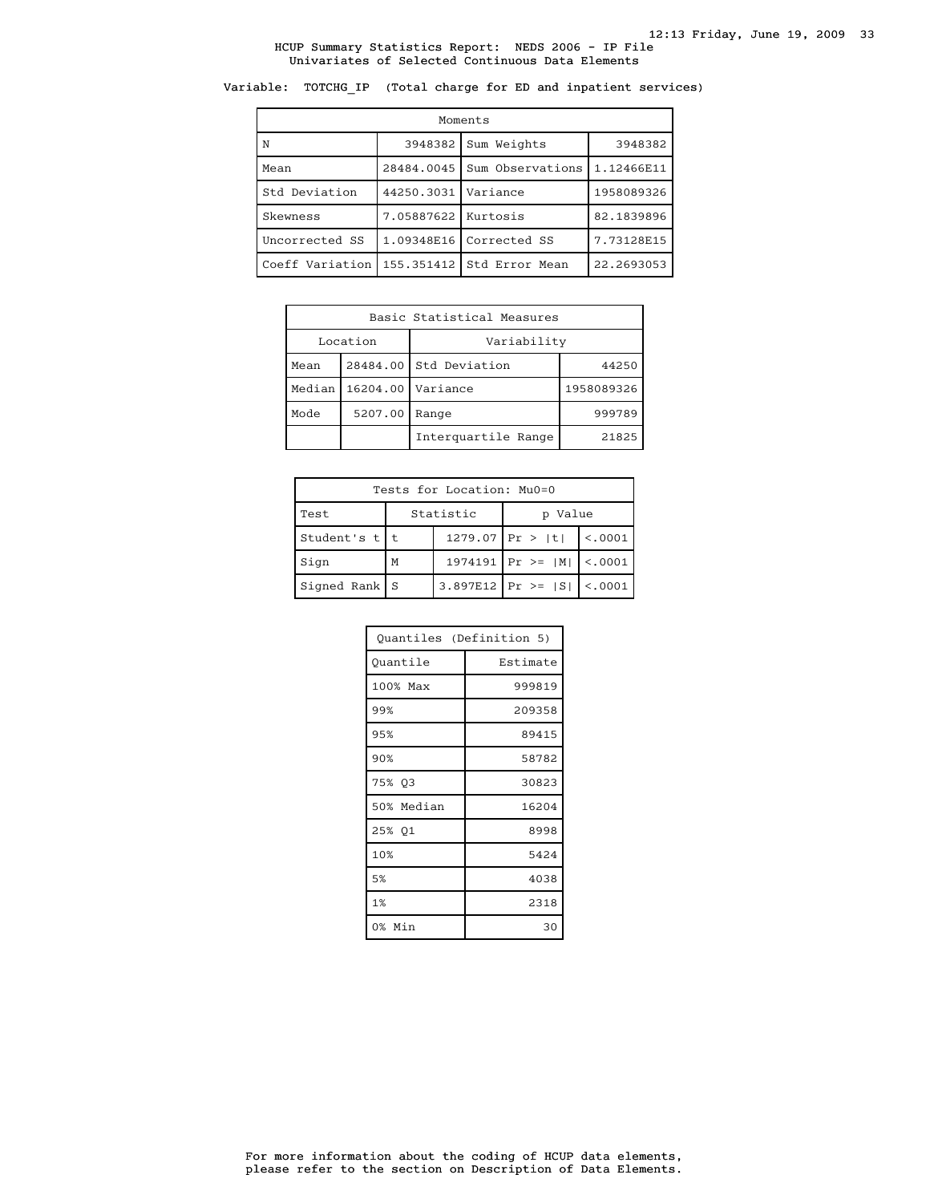# HCUP Summary Statistics Report: NEDS 2006 - IP File

## Univariates of Selected Continuous Data Elements

Variable: TOTCHG_IP (Total charge for ED and inpatient services)

| Moments | | | |
|---|---|---|---|
| N | 3948382 | Sum Weights | 3948382 |
| Mean | 28484.0045 | Sum Observations | 1.12466E11 |
| Std Deviation | 44250.3031 | Variance | 1958089326 |
| Skewness | 7.05887622 | Kurtosis | 82.1839896 |
| Uncorrected SS | 1.09348E16 | Corrected SS | 7.73128E15 |
| Coeff Variation | 155.351412 | Std Error Mean | 22.2693053 |

| Basic Statistical Measures | | | |
|---|---|---|---|
| Location | | Variability | |
| Mean | 28484.00 | Std Deviation | 44250 |
| Median | 16204.00 | Variance | 1958089326 |
| Mode | 5207.00 | Range | 999789 |
| | | Interquartile Range | 21825 |

| Tests for Location: Mu0=0 | | | | |
|---|---|---|---|---|
| Test | Statistic | | p Value | |
| Student's t | t | 1279.07 | Pr > \|t\| | <.0001 |
| Sign | M | 1974191 | Pr >= \|M\| | <.0001 |
| Signed Rank | S | 3.897E12 | Pr >= \|S\| | <.0001 |

| Quantiles (Definition 5) | |
|---|---|
| Quantile | Estimate |
| 100% Max | 999819 |
| 99% | 209358 |
| 95% | 89415 |
| 90% | 58782 |
| 75% Q3 | 30823 |
| 50% Median | 16204 |
| 25% Q1 | 8998 |
| 10% | 5424 |
| 5% | 4038 |
| 1% | 2318 |
| 0% Min | 30 |

For more information about the coding of HCUP data elements, please refer to the section on Description of Data Elements.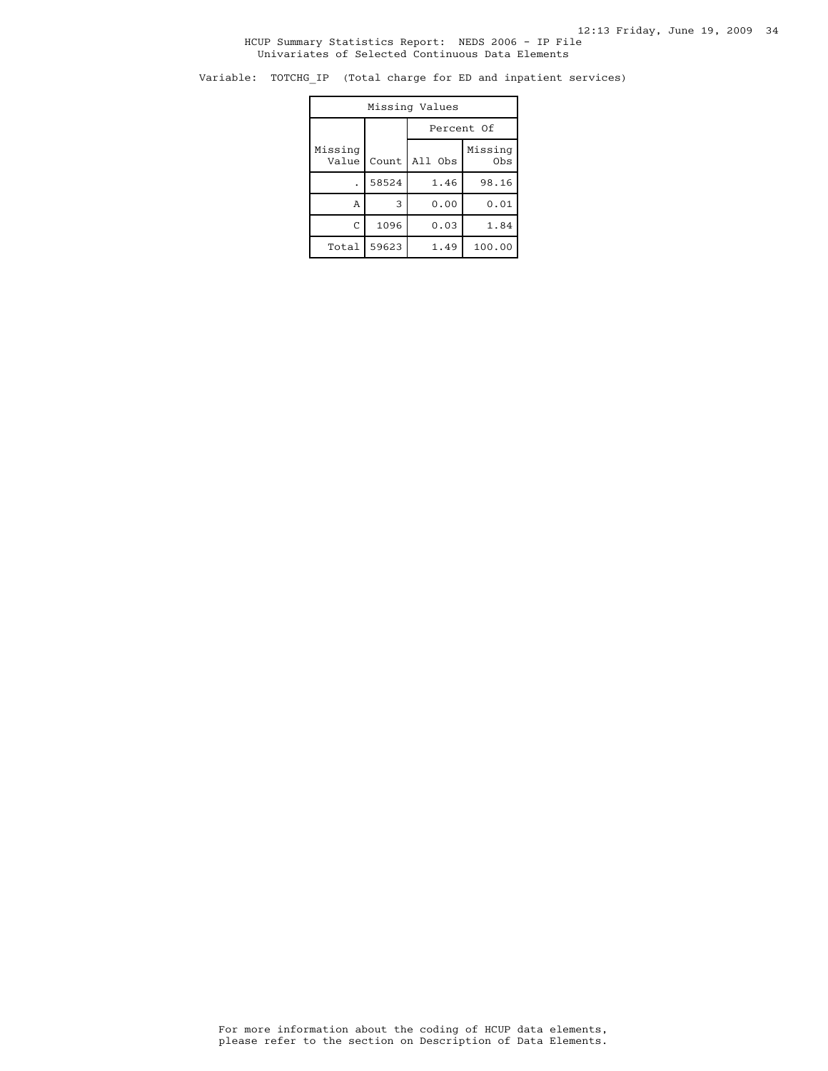HCUP Summary Statistics Report: NEDS 2006 - IP File
Univariates of Selected Continuous Data Elements

Variable: TOTCHG_IP (Total charge for ED and inpatient services)

| Missing Values | | | |
|---|---|---|---|
| | | Percent Of | |
| Missing Value | Count | All Obs | Missing Obs |
| . | 58524 | 1.46 | 98.16 |
| A | 3 | 0.00 | 0.01 |
| C | 1096 | 0.03 | 1.84 |
| Total | 59623 | 1.49 | 100.00 |

For more information about the coding of HCUP data elements, please refer to the section on Description of Data Elements.